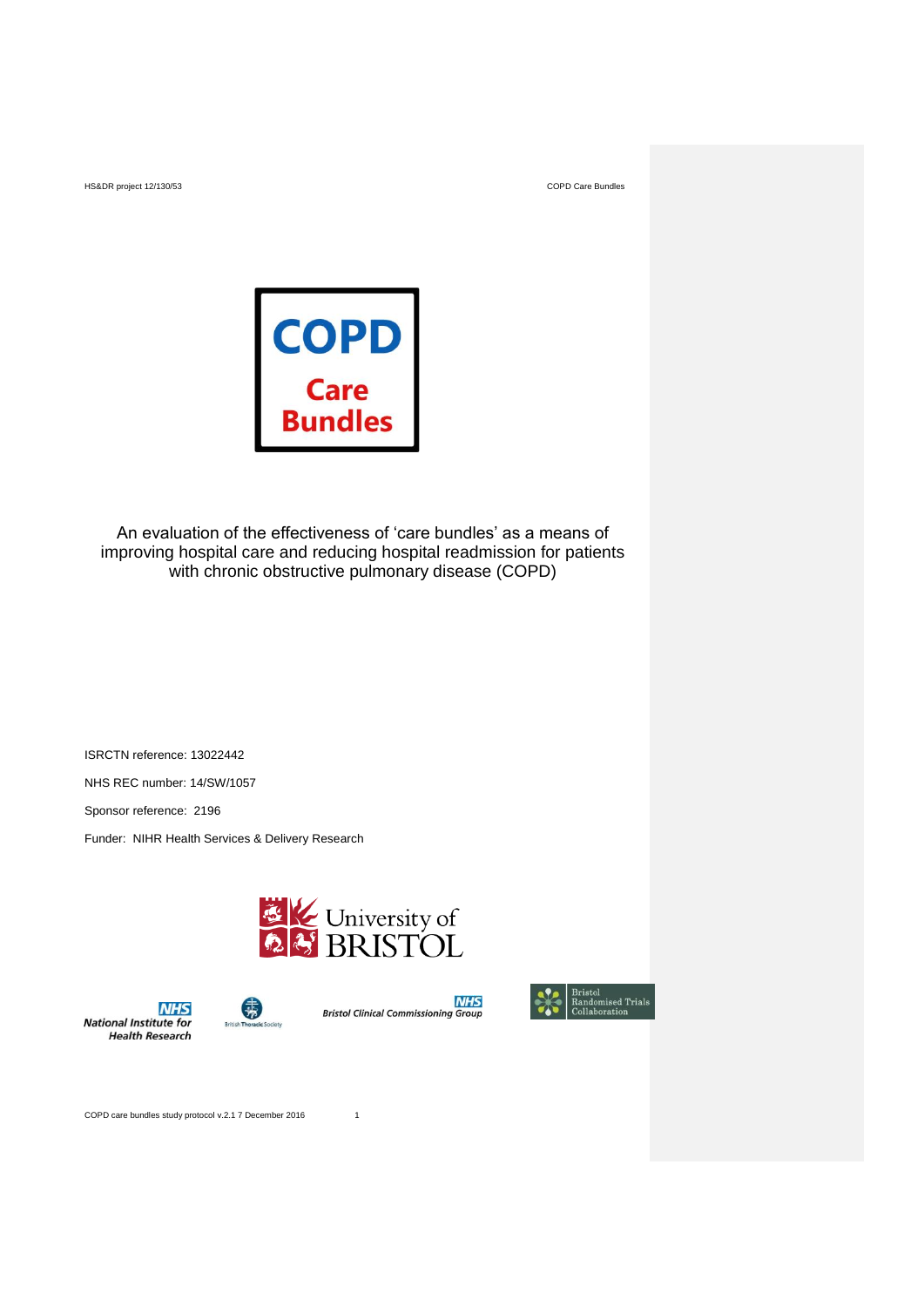# COPD Care Bundles

An evaluation of the effectiveness of 'care bundles' as a means of improving hospital care and reducing hospital readmission for patients with chronic obstructive pulmonary disease (COPD)

ISRCTN reference: 13022442

NHS REC number: 14/SW/1057

Sponsor reference: 2196

Funder: NIHR Health Services & Delivery Research

University of BRISTOL

NHS National Institute for Health Research

British Thoracic Society

NHS Bristol Clinical Commissioning Group

Bristol Randomised Trials Collaboration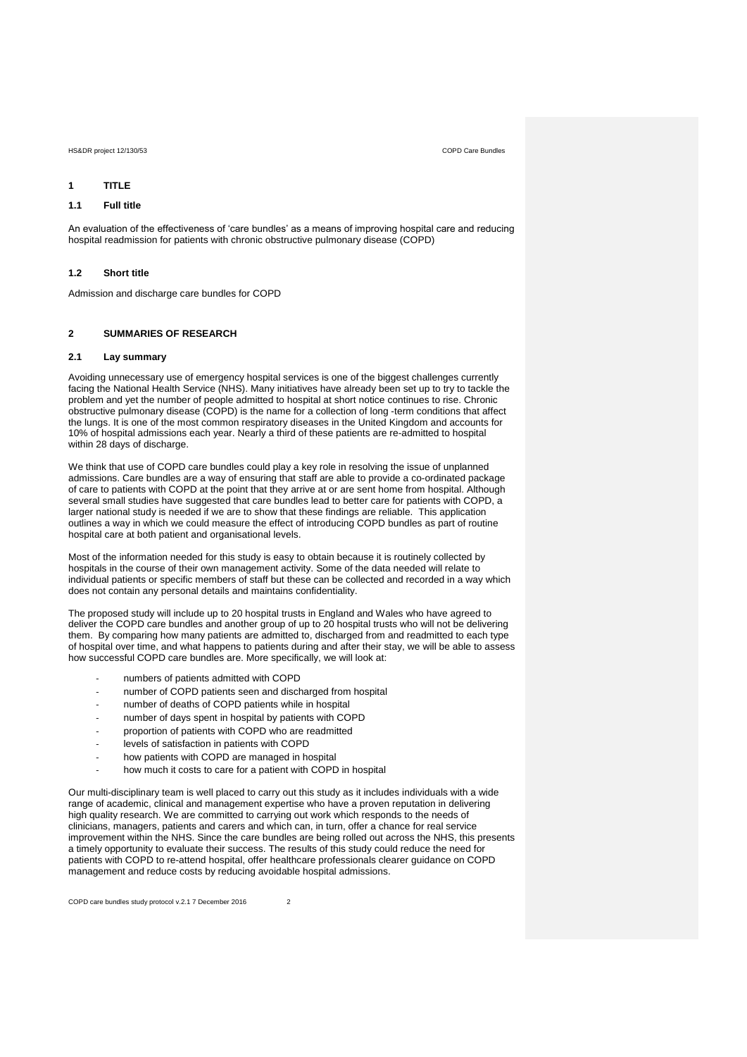# 1 TITLE

## 1.1 Full title

An evaluation of the effectiveness of 'care bundles' as a means of improving hospital care and reducing hospital readmission for patients with chronic obstructive pulmonary disease (COPD)

## 1.2 Short title

Admission and discharge care bundles for COPD

# 2 SUMMARIES OF RESEARCH

## 2.1 Lay summary

Avoiding unnecessary use of emergency hospital services is one of the biggest challenges currently facing the National Health Service (NHS). Many initiatives have already been set up to try to tackle the problem and yet the number of people admitted to hospital at short notice continues to rise. Chronic obstructive pulmonary disease (COPD) is the name for a collection of long -term conditions that affect the lungs. It is one of the most common respiratory diseases in the United Kingdom and accounts for 10% of hospital admissions each year. Nearly a third of these patients are re-admitted to hospital within 28 days of discharge.

We think that use of COPD care bundles could play a key role in resolving the issue of unplanned admissions. Care bundles are a way of ensuring that staff are able to provide a co-ordinated package of care to patients with COPD at the point that they arrive at or are sent home from hospital. Although several small studies have suggested that care bundles lead to better care for patients with COPD, a larger national study is needed if we are to show that these findings are reliable. This application outlines a way in which we could measure the effect of introducing COPD bundles as part of routine hospital care at both patient and organisational levels.

Most of the information needed for this study is easy to obtain because it is routinely collected by hospitals in the course of their own management activity. Some of the data needed will relate to individual patients or specific members of staff but these can be collected and recorded in a way which does not contain any personal details and maintains confidentiality.

The proposed study will include up to 20 hospital trusts in England and Wales who have agreed to deliver the COPD care bundles and another group of up to 20 hospital trusts who will not be delivering them. By comparing how many patients are admitted to, discharged from and readmitted to each type of hospital over time, and what happens to patients during and after their stay, we will be able to assess how successful COPD care bundles are. More specifically, we will look at:

- numbers of patients admitted with COPD
- number of COPD patients seen and discharged from hospital
- number of deaths of COPD patients while in hospital
- number of days spent in hospital by patients with COPD
- proportion of patients with COPD who are readmitted
- levels of satisfaction in patients with COPD
- how patients with COPD are managed in hospital
- how much it costs to care for a patient with COPD in hospital

Our multi-disciplinary team is well placed to carry out this study as it includes individuals with a wide range of academic, clinical and management expertise who have a proven reputation in delivering high quality research. We are committed to carrying out work which responds to the needs of clinicians, managers, patients and carers and which can, in turn, offer a chance for real service improvement within the NHS. Since the care bundles are being rolled out across the NHS, this presents a timely opportunity to evaluate their success. The results of this study could reduce the need for patients with COPD to re-attend hospital, offer healthcare professionals clearer guidance on COPD management and reduce costs by reducing avoidable hospital admissions.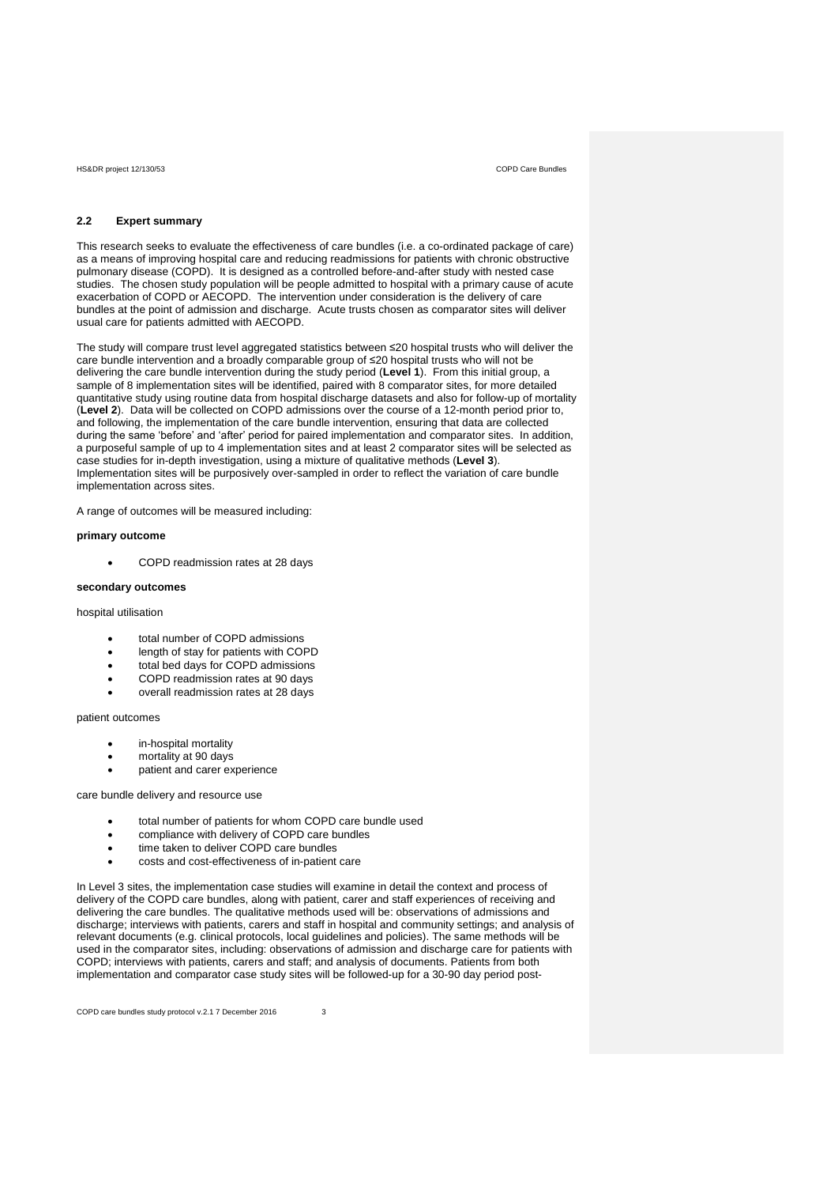## 2.2 Expert summary

This research seeks to evaluate the effectiveness of care bundles (i.e. a co-ordinated package of care) as a means of improving hospital care and reducing readmissions for patients with chronic obstructive pulmonary disease (COPD). It is designed as a controlled before-and-after study with nested case studies. The chosen study population will be people admitted to hospital with a primary cause of acute exacerbation of COPD or AECOPD. The intervention under consideration is the delivery of care bundles at the point of admission and discharge. Acute trusts chosen as comparator sites will deliver usual care for patients admitted with AECOPD.

The study will compare trust level aggregated statistics between ≤20 hospital trusts who will deliver the care bundle intervention and a broadly comparable group of ≤20 hospital trusts who will not be delivering the care bundle intervention during the study period (**Level 1**). From this initial group, a sample of 8 implementation sites will be identified, paired with 8 comparator sites, for more detailed quantitative study using routine data from hospital discharge datasets and also for follow-up of mortality (**Level 2**). Data will be collected on COPD admissions over the course of a 12-month period prior to, and following, the implementation of the care bundle intervention, ensuring that data are collected during the same 'before' and 'after' period for paired implementation and comparator sites. In addition, a purposeful sample of up to 4 implementation sites and at least 2 comparator sites will be selected as case studies for in-depth investigation, using a mixture of qualitative methods (**Level 3**). Implementation sites will be purposively over-sampled in order to reflect the variation of care bundle implementation across sites.

A range of outcomes will be measured including:

**primary outcome**

- COPD readmission rates at 28 days

**secondary outcomes**

hospital utilisation

- total number of COPD admissions
- length of stay for patients with COPD
- total bed days for COPD admissions
- COPD readmission rates at 90 days
- overall readmission rates at 28 days

patient outcomes

- in-hospital mortality
- mortality at 90 days
- patient and carer experience

care bundle delivery and resource use

- total number of patients for whom COPD care bundle used
- compliance with delivery of COPD care bundles
- time taken to deliver COPD care bundles
- costs and cost-effectiveness of in-patient care

In Level 3 sites, the implementation case studies will examine in detail the context and process of delivery of the COPD care bundles, along with patient, carer and staff experiences of receiving and delivering the care bundles. The qualitative methods used will be: observations of admissions and discharge; interviews with patients, carers and staff in hospital and community settings; and analysis of relevant documents (e.g. clinical protocols, local guidelines and policies). The same methods will be used in the comparator sites, including: observations of admission and discharge care for patients with COPD; interviews with patients, carers and staff; and analysis of documents. Patients from both implementation and comparator case study sites will be followed-up for a 30-90 day period post-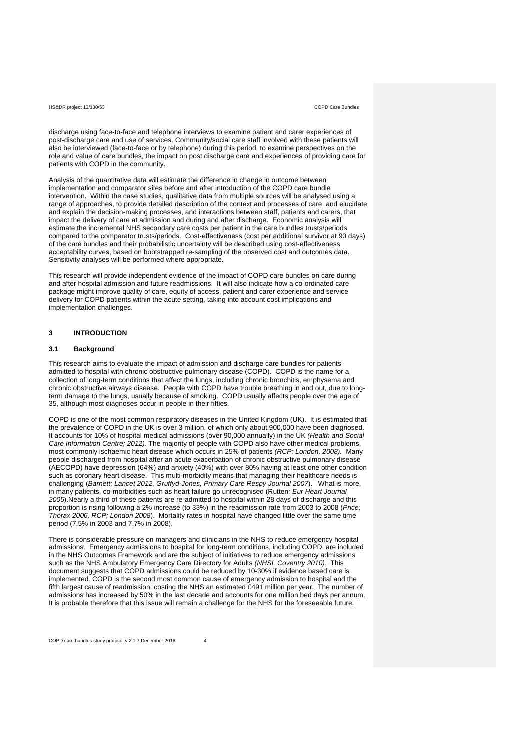discharge using face-to-face and telephone interviews to examine patient and carer experiences of post-discharge care and use of services. Community/social care staff involved with these patients will also be interviewed (face-to-face or by telephone) during this period, to examine perspectives on the role and value of care bundles, the impact on post discharge care and experiences of providing care for patients with COPD in the community.

Analysis of the quantitative data will estimate the difference in change in outcome between implementation and comparator sites before and after introduction of the COPD care bundle intervention. Within the case studies, qualitative data from multiple sources will be analysed using a range of approaches, to provide detailed description of the context and processes of care, and elucidate and explain the decision-making processes, and interactions between staff, patients and carers, that impact the delivery of care at admission and during and after discharge. Economic analysis will estimate the incremental NHS secondary care costs per patient in the care bundles trusts/periods compared to the comparator trusts/periods. Cost-effectiveness (cost per additional survivor at 90 days) of the care bundles and their probabilistic uncertainty will be described using cost-effectiveness acceptability curves, based on bootstrapped re-sampling of the observed cost and outcomes data. Sensitivity analyses will be performed where appropriate.

This research will provide independent evidence of the impact of COPD care bundles on care during and after hospital admission and future readmissions. It will also indicate how a co-ordinated care package might improve quality of care, equity of access, patient and carer experience and service delivery for COPD patients within the acute setting, taking into account cost implications and implementation challenges.

## 3 INTRODUCTION

### 3.1 Background

This research aims to evaluate the impact of admission and discharge care bundles for patients admitted to hospital with chronic obstructive pulmonary disease (COPD). COPD is the name for a collection of long-term conditions that affect the lungs, including chronic bronchitis, emphysema and chronic obstructive airways disease. People with COPD have trouble breathing in and out, due to long-term damage to the lungs, usually because of smoking. COPD usually affects people over the age of 35, although most diagnoses occur in people in their fifties.

COPD is one of the most common respiratory diseases in the United Kingdom (UK). It is estimated that the prevalence of COPD in the UK is over 3 million, of which only about 900,000 have been diagnosed. It accounts for 10% of hospital medical admissions (over 90,000 annually) in the UK *(Health and Social Care Information Centre; 2012).* The majority of people with COPD also have other medical problems, most commonly ischaemic heart disease which occurs in 25% of patients *(RCP; London, 2008).* Many people discharged from hospital after an acute exacerbation of chronic obstructive pulmonary disease (AECOPD) have depression (64%) and anxiety (40%) with over 80% having at least one other condition such as coronary heart disease. This multi-morbidity means that managing their healthcare needs is challenging (*Barnett; Lancet 2012, Gruffyd-Jones, Primary Care Respy Journal 2007*). What is more, in many patients, co-morbidities such as heart failure go unrecognised (Rutten*; Eur Heart Journal 2005*).Nearly a third of these patients are re-admitted to hospital within 28 days of discharge and this proportion is rising following a 2% increase (to 33%) in the readmission rate from 2003 to 2008 (*Price; Thorax 2006, RCP; London 2008*). Mortality rates in hospital have changed little over the same time period (7.5% in 2003 and 7.7% in 2008).

There is considerable pressure on managers and clinicians in the NHS to reduce emergency hospital admissions. Emergency admissions to hospital for long-term conditions, including COPD, are included in the NHS Outcomes Framework and are the subject of initiatives to reduce emergency admissions such as the NHS Ambulatory Emergency Care Directory for Adults *(NHSI, Coventry 2010).* This document suggests that COPD admissions could be reduced by 10-30% if evidence based care is implemented. COPD is the second most common cause of emergency admission to hospital and the fifth largest cause of readmission, costing the NHS an estimated £491 million per year. The number of admissions has increased by 50% in the last decade and accounts for one million bed days per annum. It is probable therefore that this issue will remain a challenge for the NHS for the foreseeable future.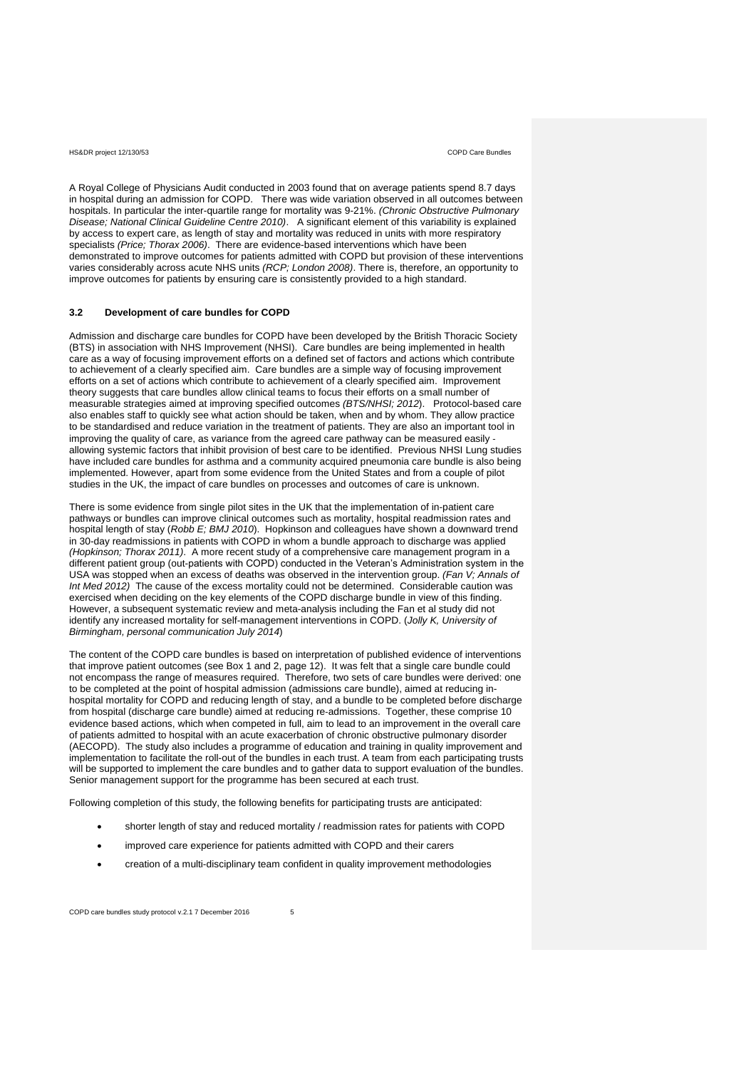A Royal College of Physicians Audit conducted in 2003 found that on average patients spend 8.7 days in hospital during an admission for COPD. There was wide variation observed in all outcomes between hospitals. In particular the inter-quartile range for mortality was 9-21%. *(Chronic Obstructive Pulmonary Disease; National Clinical Guideline Centre 2010)*. A significant element of this variability is explained by access to expert care, as length of stay and mortality was reduced in units with more respiratory specialists *(Price; Thorax 2006)*. There are evidence-based interventions which have been demonstrated to improve outcomes for patients admitted with COPD but provision of these interventions varies considerably across acute NHS units *(RCP; London 2008)*. There is, therefore, an opportunity to improve outcomes for patients by ensuring care is consistently provided to a high standard.

### 3.2 Development of care bundles for COPD

Admission and discharge care bundles for COPD have been developed by the British Thoracic Society (BTS) in association with NHS Improvement (NHSI). Care bundles are being implemented in health care as a way of focusing improvement efforts on a defined set of factors and actions which contribute to achievement of a clearly specified aim. Care bundles are a simple way of focusing improvement efforts on a set of actions which contribute to achievement of a clearly specified aim. Improvement theory suggests that care bundles allow clinical teams to focus their efforts on a small number of measurable strategies aimed at improving specified outcomes *(BTS/NHSI; 2012*). Protocol-based care also enables staff to quickly see what action should be taken, when and by whom. They allow practice to be standardised and reduce variation in the treatment of patients. They are also an important tool in improving the quality of care, as variance from the agreed care pathway can be measured easily - allowing systemic factors that inhibit provision of best care to be identified. Previous NHSI Lung studies have included care bundles for asthma and a community acquired pneumonia care bundle is also being implemented. However, apart from some evidence from the United States and from a couple of pilot studies in the UK, the impact of care bundles on processes and outcomes of care is unknown.

There is some evidence from single pilot sites in the UK that the implementation of in-patient care pathways or bundles can improve clinical outcomes such as mortality, hospital readmission rates and hospital length of stay (*Robb E; BMJ 2010*). Hopkinson and colleagues have shown a downward trend in 30-day readmissions in patients with COPD in whom a bundle approach to discharge was applied *(Hopkinson; Thorax 2011)*. A more recent study of a comprehensive care management program in a different patient group (out-patients with COPD) conducted in the Veteran's Administration system in the USA was stopped when an excess of deaths was observed in the intervention group. *(Fan V; Annals of Int Med 2012)* The cause of the excess mortality could not be determined. Considerable caution was exercised when deciding on the key elements of the COPD discharge bundle in view of this finding. However, a subsequent systematic review and meta-analysis including the Fan et al study did not identify any increased mortality for self-management interventions in COPD. (*Jolly K, University of Birmingham, personal communication July 2014*)

The content of the COPD care bundles is based on interpretation of published evidence of interventions that improve patient outcomes (see Box 1 and 2, page 12). It was felt that a single care bundle could not encompass the range of measures required. Therefore, two sets of care bundles were derived: one to be completed at the point of hospital admission (admissions care bundle), aimed at reducing in-hospital mortality for COPD and reducing length of stay, and a bundle to be completed before discharge from hospital (discharge care bundle) aimed at reducing re-admissions. Together, these comprise 10 evidence based actions, which when competed in full, aim to lead to an improvement in the overall care of patients admitted to hospital with an acute exacerbation of chronic obstructive pulmonary disorder (AECOPD). The study also includes a programme of education and training in quality improvement and implementation to facilitate the roll-out of the bundles in each trust. A team from each participating trusts will be supported to implement the care bundles and to gather data to support evaluation of the bundles. Senior management support for the programme has been secured at each trust.

Following completion of this study, the following benefits for participating trusts are anticipated:

- shorter length of stay and reduced mortality / readmission rates for patients with COPD
- improved care experience for patients admitted with COPD and their carers
- creation of a multi-disciplinary team confident in quality improvement methodologies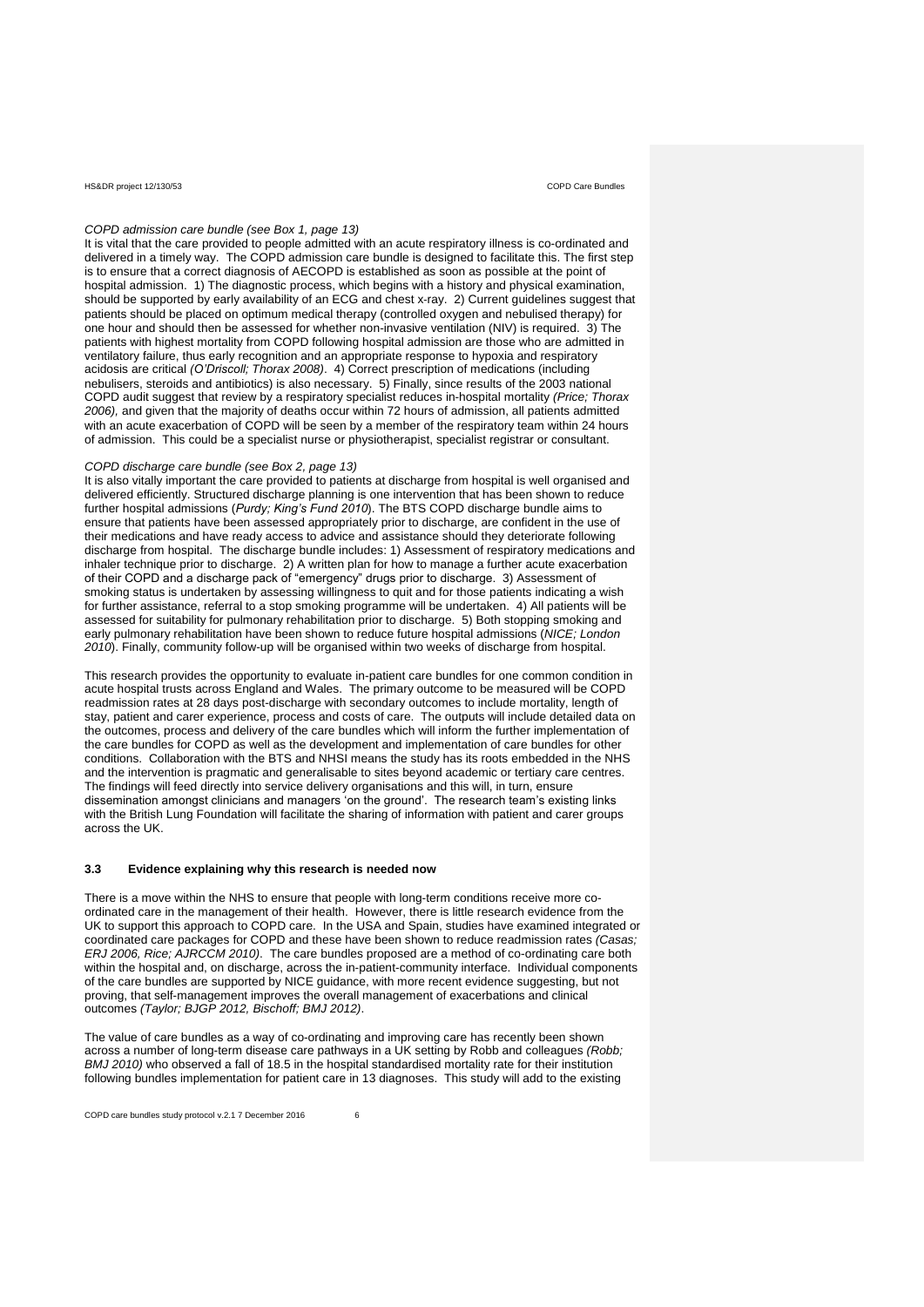*COPD admission care bundle (see Box 1, page 13)*

It is vital that the care provided to people admitted with an acute respiratory illness is co-ordinated and delivered in a timely way. The COPD admission care bundle is designed to facilitate this. The first step is to ensure that a correct diagnosis of AECOPD is established as soon as possible at the point of hospital admission. 1) The diagnostic process, which begins with a history and physical examination, should be supported by early availability of an ECG and chest x-ray. 2) Current guidelines suggest that patients should be placed on optimum medical therapy (controlled oxygen and nebulised therapy) for one hour and should then be assessed for whether non-invasive ventilation (NIV) is required. 3) The patients with highest mortality from COPD following hospital admission are those who are admitted in ventilatory failure, thus early recognition and an appropriate response to hypoxia and respiratory acidosis are critical *(O'Driscoll; Thorax 2008)*. 4) Correct prescription of medications (including nebulisers, steroids and antibiotics) is also necessary. 5) Finally, since results of the 2003 national COPD audit suggest that review by a respiratory specialist reduces in-hospital mortality *(Price; Thorax 2006),* and given that the majority of deaths occur within 72 hours of admission, all patients admitted with an acute exacerbation of COPD will be seen by a member of the respiratory team within 24 hours of admission. This could be a specialist nurse or physiotherapist, specialist registrar or consultant.

*COPD discharge care bundle (see Box 2, page 13)*

It is also vitally important the care provided to patients at discharge from hospital is well organised and delivered efficiently. Structured discharge planning is one intervention that has been shown to reduce further hospital admissions (*Purdy; King's Fund 2010*). The BTS COPD discharge bundle aims to ensure that patients have been assessed appropriately prior to discharge, are confident in the use of their medications and have ready access to advice and assistance should they deteriorate following discharge from hospital. The discharge bundle includes: 1) Assessment of respiratory medications and inhaler technique prior to discharge. 2) A written plan for how to manage a further acute exacerbation of their COPD and a discharge pack of "emergency" drugs prior to discharge. 3) Assessment of smoking status is undertaken by assessing willingness to quit and for those patients indicating a wish for further assistance, referral to a stop smoking programme will be undertaken. 4) All patients will be assessed for suitability for pulmonary rehabilitation prior to discharge. 5) Both stopping smoking and early pulmonary rehabilitation have been shown to reduce future hospital admissions (*NICE; London 2010*). Finally, community follow-up will be organised within two weeks of discharge from hospital.

This research provides the opportunity to evaluate in-patient care bundles for one common condition in acute hospital trusts across England and Wales. The primary outcome to be measured will be COPD readmission rates at 28 days post-discharge with secondary outcomes to include mortality, length of stay, patient and carer experience, process and costs of care. The outputs will include detailed data on the outcomes, process and delivery of the care bundles which will inform the further implementation of the care bundles for COPD as well as the development and implementation of care bundles for other conditions. Collaboration with the BTS and NHSI means the study has its roots embedded in the NHS and the intervention is pragmatic and generalisable to sites beyond academic or tertiary care centres. The findings will feed directly into service delivery organisations and this will, in turn, ensure dissemination amongst clinicians and managers 'on the ground'. The research team's existing links with the British Lung Foundation will facilitate the sharing of information with patient and carer groups across the UK.

### 3.3 Evidence explaining why this research is needed now

There is a move within the NHS to ensure that people with long-term conditions receive more co-ordinated care in the management of their health. However, there is little research evidence from the UK to support this approach to COPD care. In the USA and Spain, studies have examined integrated or coordinated care packages for COPD and these have been shown to reduce readmission rates *(Casas; ERJ 2006, Rice; AJRCCM 2010)*. The care bundles proposed are a method of co-ordinating care both within the hospital and, on discharge, across the in-patient-community interface. Individual components of the care bundles are supported by NICE guidance, with more recent evidence suggesting, but not proving, that self-management improves the overall management of exacerbations and clinical outcomes *(Taylor; BJGP 2012, Bischoff; BMJ 2012)*.

The value of care bundles as a way of co-ordinating and improving care has recently been shown across a number of long-term disease care pathways in a UK setting by Robb and colleagues *(Robb; BMJ 2010)* who observed a fall of 18.5 in the hospital standardised mortality rate for their institution following bundles implementation for patient care in 13 diagnoses. This study will add to the existing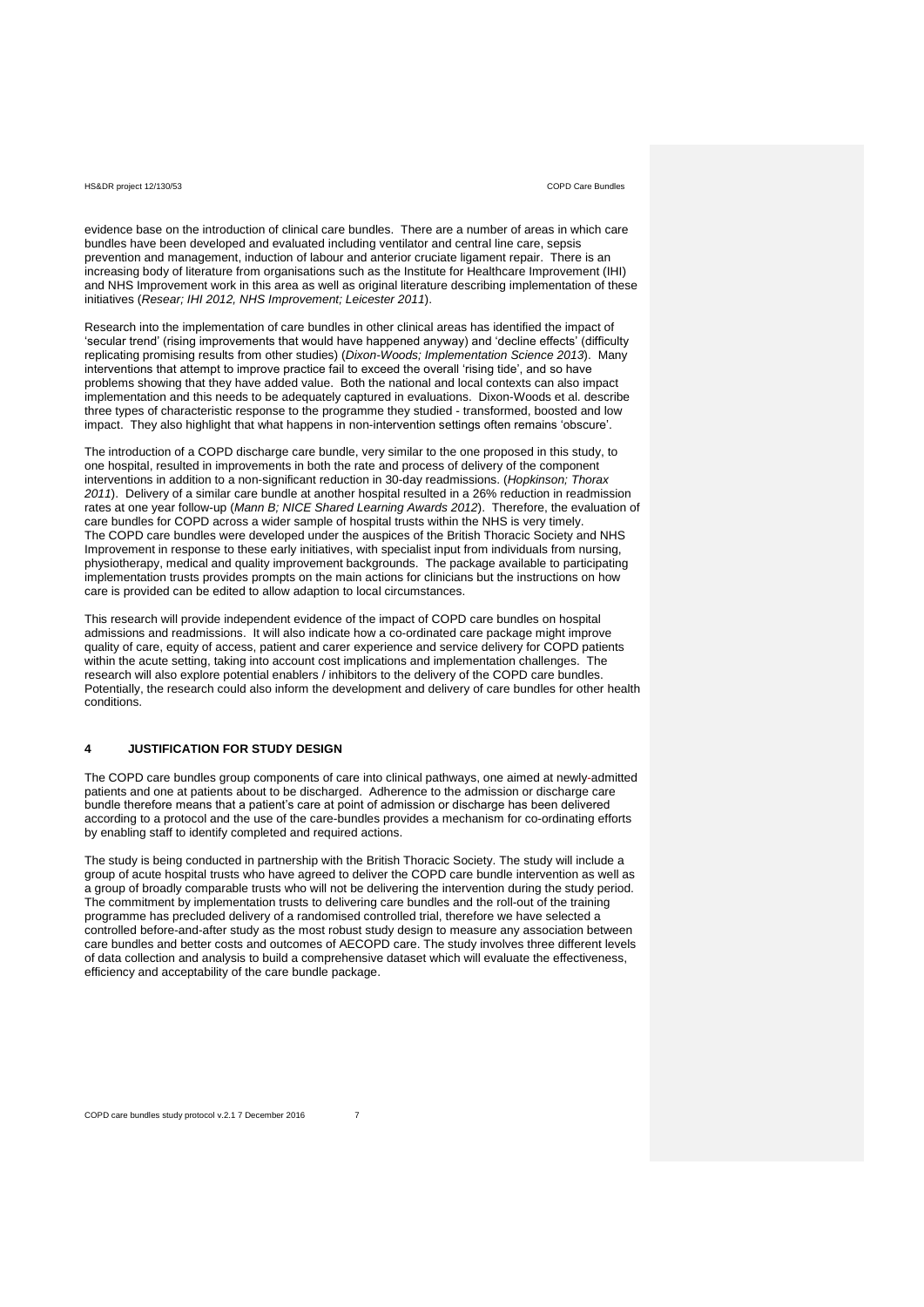evidence base on the introduction of clinical care bundles. There are a number of areas in which care bundles have been developed and evaluated including ventilator and central line care, sepsis prevention and management, induction of labour and anterior cruciate ligament repair. There is an increasing body of literature from organisations such as the Institute for Healthcare Improvement (IHI) and NHS Improvement work in this area as well as original literature describing implementation of these initiatives (*Resear; IHI 2012, NHS Improvement; Leicester 2011*).

Research into the implementation of care bundles in other clinical areas has identified the impact of 'secular trend' (rising improvements that would have happened anyway) and 'decline effects' (difficulty replicating promising results from other studies) (*Dixon-Woods; Implementation Science 2013*). Many interventions that attempt to improve practice fail to exceed the overall 'rising tide', and so have problems showing that they have added value. Both the national and local contexts can also impact implementation and this needs to be adequately captured in evaluations. Dixon-Woods et al. describe three types of characteristic response to the programme they studied - transformed, boosted and low impact. They also highlight that what happens in non-intervention settings often remains 'obscure'.

The introduction of a COPD discharge care bundle, very similar to the one proposed in this study, to one hospital, resulted in improvements in both the rate and process of delivery of the component interventions in addition to a non-significant reduction in 30-day readmissions. (*Hopkinson; Thorax 2011*). Delivery of a similar care bundle at another hospital resulted in a 26% reduction in readmission rates at one year follow-up (*Mann B; NICE Shared Learning Awards 2012*). Therefore, the evaluation of care bundles for COPD across a wider sample of hospital trusts within the NHS is very timely.
The COPD care bundles were developed under the auspices of the British Thoracic Society and NHS Improvement in response to these early initiatives, with specialist input from individuals from nursing, physiotherapy, medical and quality improvement backgrounds. The package available to participating implementation trusts provides prompts on the main actions for clinicians but the instructions on how care is provided can be edited to allow adaption to local circumstances.

This research will provide independent evidence of the impact of COPD care bundles on hospital admissions and readmissions. It will also indicate how a co-ordinated care package might improve quality of care, equity of access, patient and carer experience and service delivery for COPD patients within the acute setting, taking into account cost implications and implementation challenges. The research will also explore potential enablers / inhibitors to the delivery of the COPD care bundles. Potentially, the research could also inform the development and delivery of care bundles for other health conditions.

## 4 JUSTIFICATION FOR STUDY DESIGN

The COPD care bundles group components of care into clinical pathways, one aimed at newly-admitted patients and one at patients about to be discharged. Adherence to the admission or discharge care bundle therefore means that a patient's care at point of admission or discharge has been delivered according to a protocol and the use of the care-bundles provides a mechanism for co-ordinating efforts by enabling staff to identify completed and required actions.

The study is being conducted in partnership with the British Thoracic Society. The study will include a group of acute hospital trusts who have agreed to deliver the COPD care bundle intervention as well as a group of broadly comparable trusts who will not be delivering the intervention during the study period. The commitment by implementation trusts to delivering care bundles and the roll-out of the training programme has precluded delivery of a randomised controlled trial, therefore we have selected a controlled before-and-after study as the most robust study design to measure any association between care bundles and better costs and outcomes of AECOPD care. The study involves three different levels of data collection and analysis to build a comprehensive dataset which will evaluate the effectiveness, efficiency and acceptability of the care bundle package.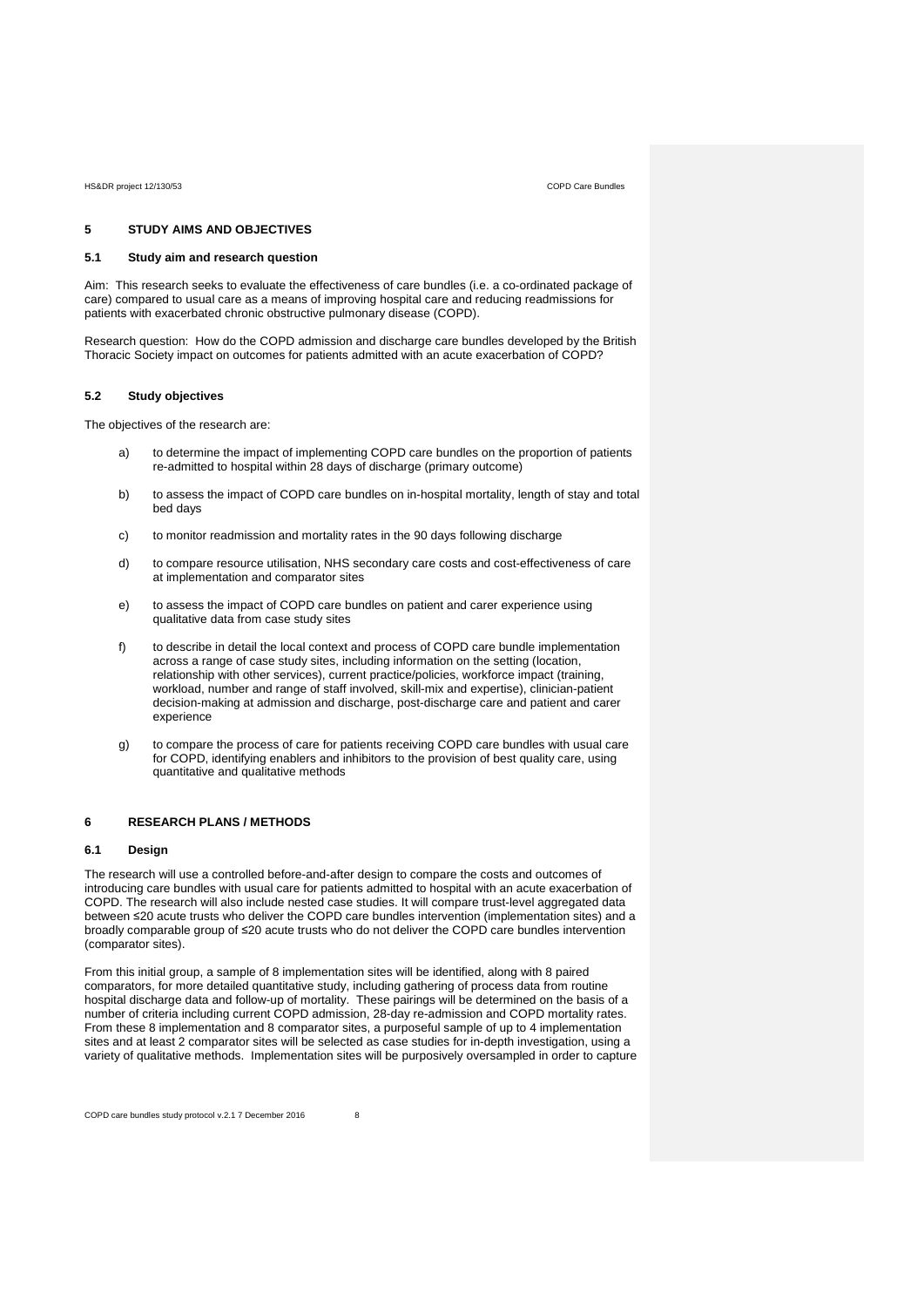## 5 STUDY AIMS AND OBJECTIVES

### 5.1 Study aim and research question

Aim: This research seeks to evaluate the effectiveness of care bundles (i.e. a co-ordinated package of care) compared to usual care as a means of improving hospital care and reducing readmissions for patients with exacerbated chronic obstructive pulmonary disease (COPD).

Research question: How do the COPD admission and discharge care bundles developed by the British Thoracic Society impact on outcomes for patients admitted with an acute exacerbation of COPD?

### 5.2 Study objectives

The objectives of the research are:

a) to determine the impact of implementing COPD care bundles on the proportion of patients re-admitted to hospital within 28 days of discharge (primary outcome)

b) to assess the impact of COPD care bundles on in-hospital mortality, length of stay and total bed days

c) to monitor readmission and mortality rates in the 90 days following discharge

d) to compare resource utilisation, NHS secondary care costs and cost-effectiveness of care at implementation and comparator sites

e) to assess the impact of COPD care bundles on patient and carer experience using qualitative data from case study sites

f) to describe in detail the local context and process of COPD care bundle implementation across a range of case study sites, including information on the setting (location, relationship with other services), current practice/policies, workforce impact (training, workload, number and range of staff involved, skill-mix and expertise), clinician-patient decision-making at admission and discharge, post-discharge care and patient and carer experience

g) to compare the process of care for patients receiving COPD care bundles with usual care for COPD, identifying enablers and inhibitors to the provision of best quality care, using quantitative and qualitative methods

## 6 RESEARCH PLANS / METHODS

### 6.1 Design

The research will use a controlled before-and-after design to compare the costs and outcomes of introducing care bundles with usual care for patients admitted to hospital with an acute exacerbation of COPD. The research will also include nested case studies. It will compare trust-level aggregated data between ≤20 acute trusts who deliver the COPD care bundles intervention (implementation sites) and a broadly comparable group of ≤20 acute trusts who do not deliver the COPD care bundles intervention (comparator sites).

From this initial group, a sample of 8 implementation sites will be identified, along with 8 paired comparators, for more detailed quantitative study, including gathering of process data from routine hospital discharge data and follow-up of mortality. These pairings will be determined on the basis of a number of criteria including current COPD admission, 28-day re-admission and COPD mortality rates. From these 8 implementation and 8 comparator sites, a purposeful sample of up to 4 implementation sites and at least 2 comparator sites will be selected as case studies for in-depth investigation, using a variety of qualitative methods. Implementation sites will be purposively oversampled in order to capture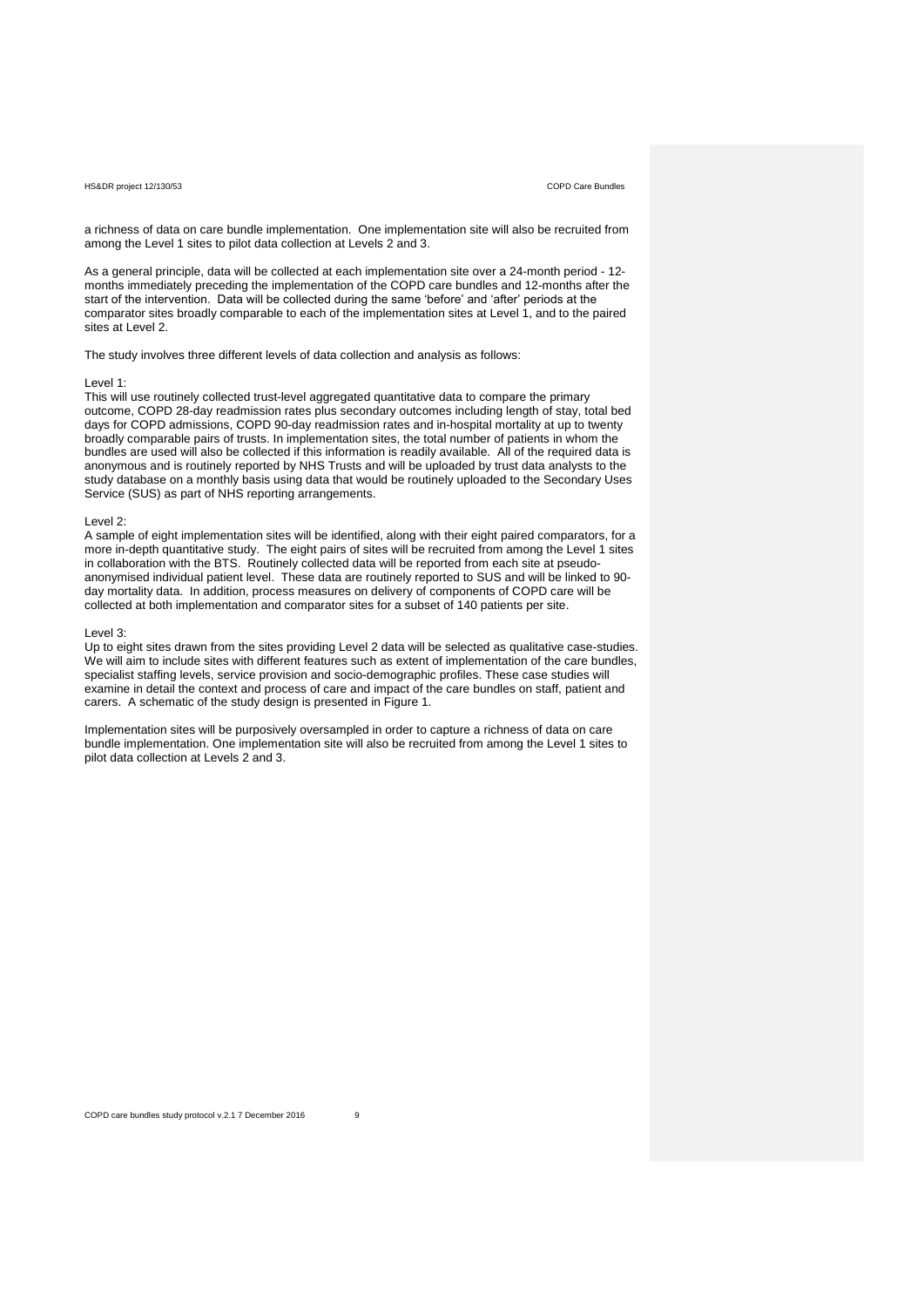a richness of data on care bundle implementation. One implementation site will also be recruited from among the Level 1 sites to pilot data collection at Levels 2 and 3.

As a general principle, data will be collected at each implementation site over a 24-month period - 12-months immediately preceding the implementation of the COPD care bundles and 12-months after the start of the intervention. Data will be collected during the same 'before' and 'after' periods at the comparator sites broadly comparable to each of the implementation sites at Level 1, and to the paired sites at Level 2.

The study involves three different levels of data collection and analysis as follows:

Level 1:
This will use routinely collected trust-level aggregated quantitative data to compare the primary outcome, COPD 28-day readmission rates plus secondary outcomes including length of stay, total bed days for COPD admissions, COPD 90-day readmission rates and in-hospital mortality at up to twenty broadly comparable pairs of trusts. In implementation sites, the total number of patients in whom the bundles are used will also be collected if this information is readily available. All of the required data is anonymous and is routinely reported by NHS Trusts and will be uploaded by trust data analysts to the study database on a monthly basis using data that would be routinely uploaded to the Secondary Uses Service (SUS) as part of NHS reporting arrangements.

Level 2:
A sample of eight implementation sites will be identified, along with their eight paired comparators, for a more in-depth quantitative study. The eight pairs of sites will be recruited from among the Level 1 sites in collaboration with the BTS. Routinely collected data will be reported from each site at pseudo-anonymised individual patient level. These data are routinely reported to SUS and will be linked to 90-day mortality data. In addition, process measures on delivery of components of COPD care will be collected at both implementation and comparator sites for a subset of 140 patients per site.

Level 3:
Up to eight sites drawn from the sites providing Level 2 data will be selected as qualitative case-studies. We will aim to include sites with different features such as extent of implementation of the care bundles, specialist staffing levels, service provision and socio-demographic profiles. These case studies will examine in detail the context and process of care and impact of the care bundles on staff, patient and carers. A schematic of the study design is presented in Figure 1.

Implementation sites will be purposively oversampled in order to capture a richness of data on care bundle implementation. One implementation site will also be recruited from among the Level 1 sites to pilot data collection at Levels 2 and 3.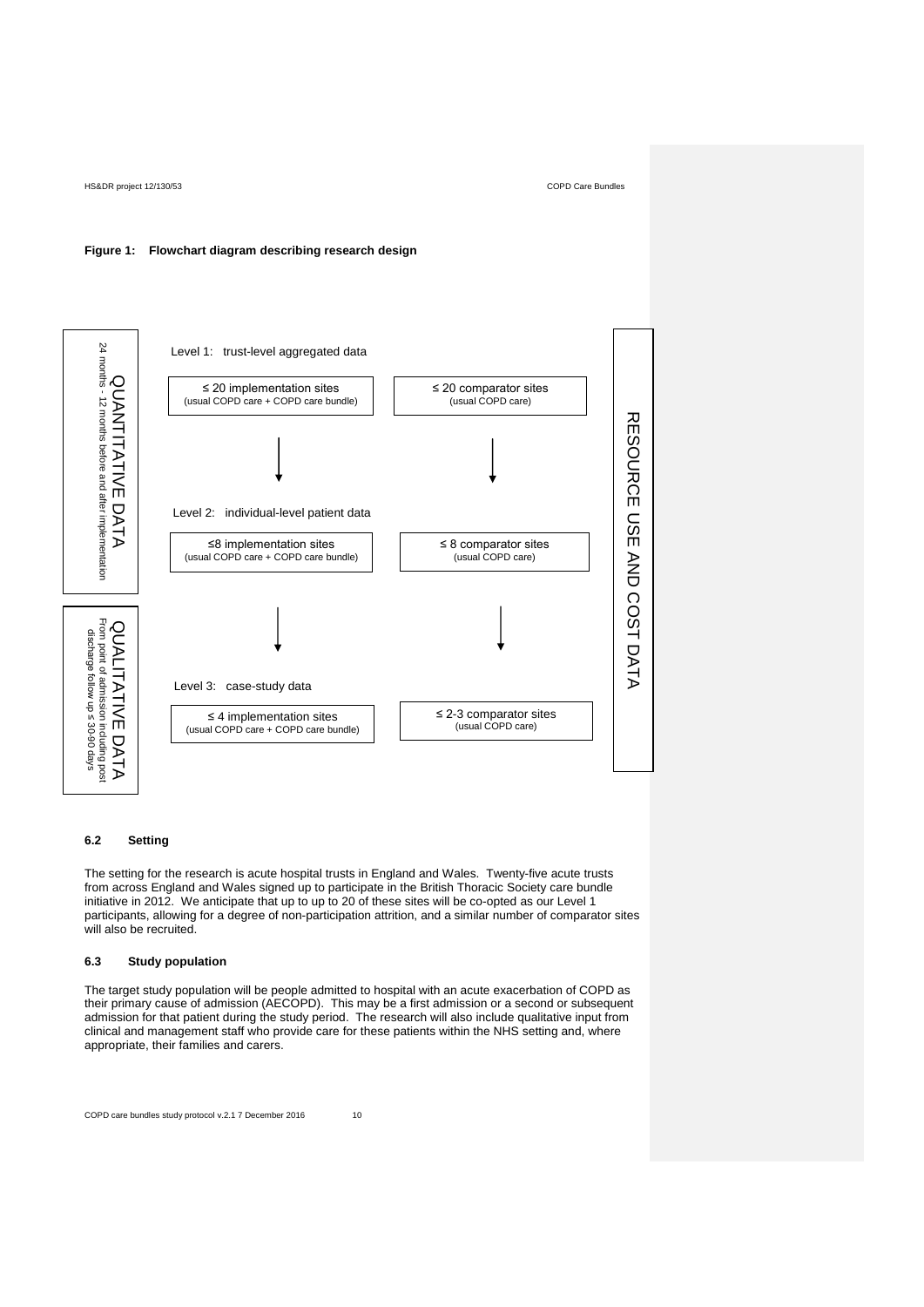**Figure 1: Flowchart diagram describing research design**

QUANTITATIVE DATA
24 months - 12 months before and after implementation

Level 1: trust-level aggregated data

| ≤ 20 implementation sites (usual COPD care + COPD care bundle) | ≤ 20 comparator sites (usual COPD care) |
|---|---|

↓ ↓

Level 2: individual-level patient data

| ≤8 implementation sites (usual COPD care + COPD care bundle) | ≤ 8 comparator sites (usual COPD care) |
|---|---|

↓ ↓

QUALITATIVE DATA
From point of admission including post discharge follow up ≤ 30-90 days

Level 3: case-study data

| ≤ 4 implementation sites (usual COPD care + COPD care bundle) | ≤ 2-3 comparator sites (usual COPD care) |
|---|---|

RESOURCE USE AND COST DATA

### 6.2 Setting

The setting for the research is acute hospital trusts in England and Wales. Twenty-five acute trusts from across England and Wales signed up to participate in the British Thoracic Society care bundle initiative in 2012. We anticipate that up to up to 20 of these sites will be co-opted as our Level 1 participants, allowing for a degree of non-participation attrition, and a similar number of comparator sites will also be recruited.

### 6.3 Study population

The target study population will be people admitted to hospital with an acute exacerbation of COPD as their primary cause of admission (AECOPD). This may be a first admission or a second or subsequent admission for that patient during the study period. The research will also include qualitative input from clinical and management staff who provide care for these patients within the NHS setting and, where appropriate, their families and carers.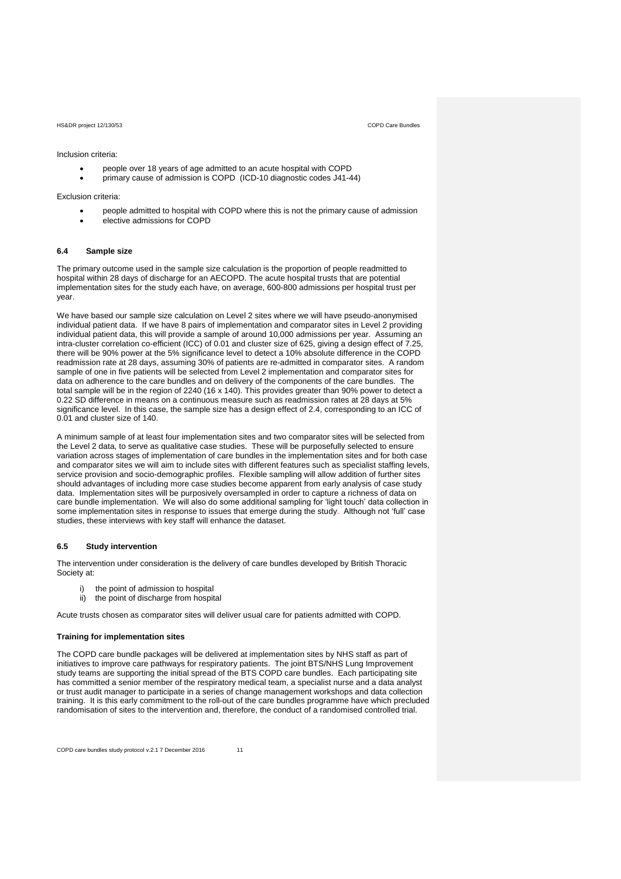Inclusion criteria:

- people over 18 years of age admitted to an acute hospital with COPD
- primary cause of admission is COPD (ICD-10 diagnostic codes J41-44)

Exclusion criteria:

- people admitted to hospital with COPD where this is not the primary cause of admission
- elective admissions for COPD

### 6.4 Sample size

The primary outcome used in the sample size calculation is the proportion of people readmitted to hospital within 28 days of discharge for an AECOPD. The acute hospital trusts that are potential implementation sites for the study each have, on average, 600-800 admissions per hospital trust per year.

We have based our sample size calculation on Level 2 sites where we will have pseudo-anonymised individual patient data. If we have 8 pairs of implementation and comparator sites in Level 2 providing individual patient data, this will provide a sample of around 10,000 admissions per year. Assuming an intra-cluster correlation co-efficient (ICC) of 0.01 and cluster size of 625, giving a design effect of 7.25, there will be 90% power at the 5% significance level to detect a 10% absolute difference in the COPD readmission rate at 28 days, assuming 30% of patients are re-admitted in comparator sites. A random sample of one in five patients will be selected from Level 2 implementation and comparator sites for data on adherence to the care bundles and on delivery of the components of the care bundles. The total sample will be in the region of 2240 (16 x 140). This provides greater than 90% power to detect a 0.22 SD difference in means on a continuous measure such as readmission rates at 28 days at 5% significance level. In this case, the sample size has a design effect of 2.4, corresponding to an ICC of 0.01 and cluster size of 140.

A minimum sample of at least four implementation sites and two comparator sites will be selected from the Level 2 data, to serve as qualitative case studies. These will be purposefully selected to ensure variation across stages of implementation of care bundles in the implementation sites and for both case and comparator sites we will aim to include sites with different features such as specialist staffing levels, service provision and socio-demographic profiles. Flexible sampling will allow addition of further sites should advantages of including more case studies become apparent from early analysis of case study data. Implementation sites will be purposively oversampled in order to capture a richness of data on care bundle implementation. We will also do some additional sampling for 'light touch' data collection in some implementation sites in response to issues that emerge during the study. Although not 'full' case studies, these interviews with key staff will enhance the dataset.

### 6.5 Study intervention

The intervention under consideration is the delivery of care bundles developed by British Thoracic Society at:

i) the point of admission to hospital
ii) the point of discharge from hospital

Acute trusts chosen as comparator sites will deliver usual care for patients admitted with COPD.

#### Training for implementation sites

The COPD care bundle packages will be delivered at implementation sites by NHS staff as part of initiatives to improve care pathways for respiratory patients. The joint BTS/NHS Lung Improvement study teams are supporting the initial spread of the BTS COPD care bundles. Each participating site has committed a senior member of the respiratory medical team, a specialist nurse and a data analyst or trust audit manager to participate in a series of change management workshops and data collection training. It is this early commitment to the roll-out of the care bundles programme have which precluded randomisation of sites to the intervention and, therefore, the conduct of a randomised controlled trial.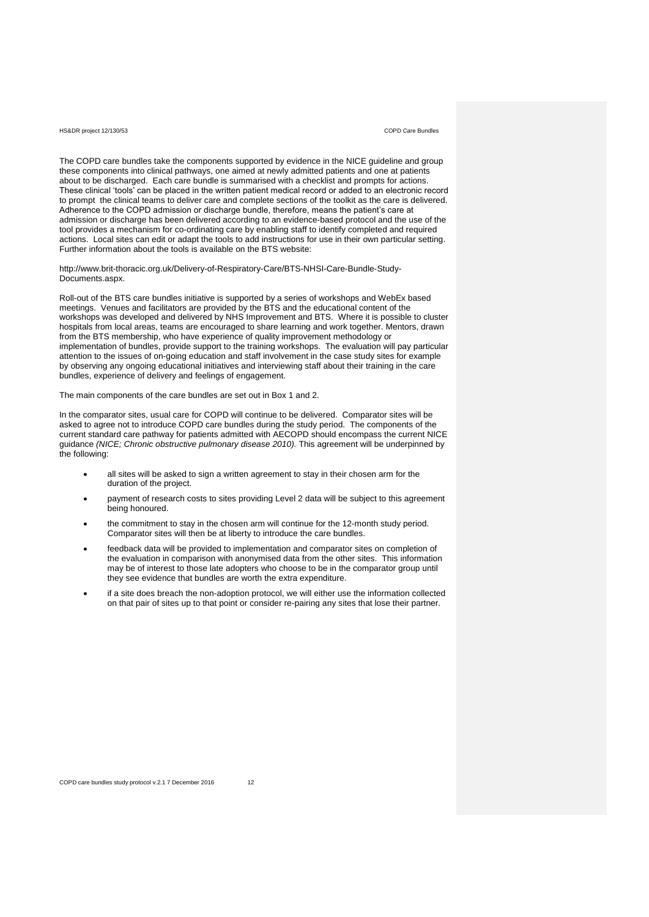The COPD care bundles take the components supported by evidence in the NICE guideline and group these components into clinical pathways, one aimed at newly admitted patients and one at patients about to be discharged. Each care bundle is summarised with a checklist and prompts for actions. These clinical 'tools' can be placed in the written patient medical record or added to an electronic record to prompt the clinical teams to deliver care and complete sections of the toolkit as the care is delivered. Adherence to the COPD admission or discharge bundle, therefore, means the patient's care at admission or discharge has been delivered according to an evidence-based protocol and the use of the tool provides a mechanism for co-ordinating care by enabling staff to identify completed and required actions. Local sites can edit or adapt the tools to add instructions for use in their own particular setting. Further information about the tools is available on the BTS website:

http://www.brit-thoracic.org.uk/Delivery-of-Respiratory-Care/BTS-NHSI-Care-Bundle-Study-Documents.aspx.

Roll-out of the BTS care bundles initiative is supported by a series of workshops and WebEx based meetings. Venues and facilitators are provided by the BTS and the educational content of the workshops was developed and delivered by NHS Improvement and BTS. Where it is possible to cluster hospitals from local areas, teams are encouraged to share learning and work together. Mentors, drawn from the BTS membership, who have experience of quality improvement methodology or implementation of bundles, provide support to the training workshops. The evaluation will pay particular attention to the issues of on-going education and staff involvement in the case study sites for example by observing any ongoing educational initiatives and interviewing staff about their training in the care bundles, experience of delivery and feelings of engagement.

The main components of the care bundles are set out in Box 1 and 2.

In the comparator sites, usual care for COPD will continue to be delivered. Comparator sites will be asked to agree not to introduce COPD care bundles during the study period. The components of the current standard care pathway for patients admitted with AECOPD should encompass the current NICE guidance *(NICE; Chronic obstructive pulmonary disease 2010).* This agreement will be underpinned by the following:

- all sites will be asked to sign a written agreement to stay in their chosen arm for the duration of the project.
- payment of research costs to sites providing Level 2 data will be subject to this agreement being honoured.
- the commitment to stay in the chosen arm will continue for the 12-month study period. Comparator sites will then be at liberty to introduce the care bundles.
- feedback data will be provided to implementation and comparator sites on completion of the evaluation in comparison with anonymised data from the other sites. This information may be of interest to those late adopters who choose to be in the comparator group until they see evidence that bundles are worth the extra expenditure.
- if a site does breach the non-adoption protocol, we will either use the information collected on that pair of sites up to that point or consider re-pairing any sites that lose their partner.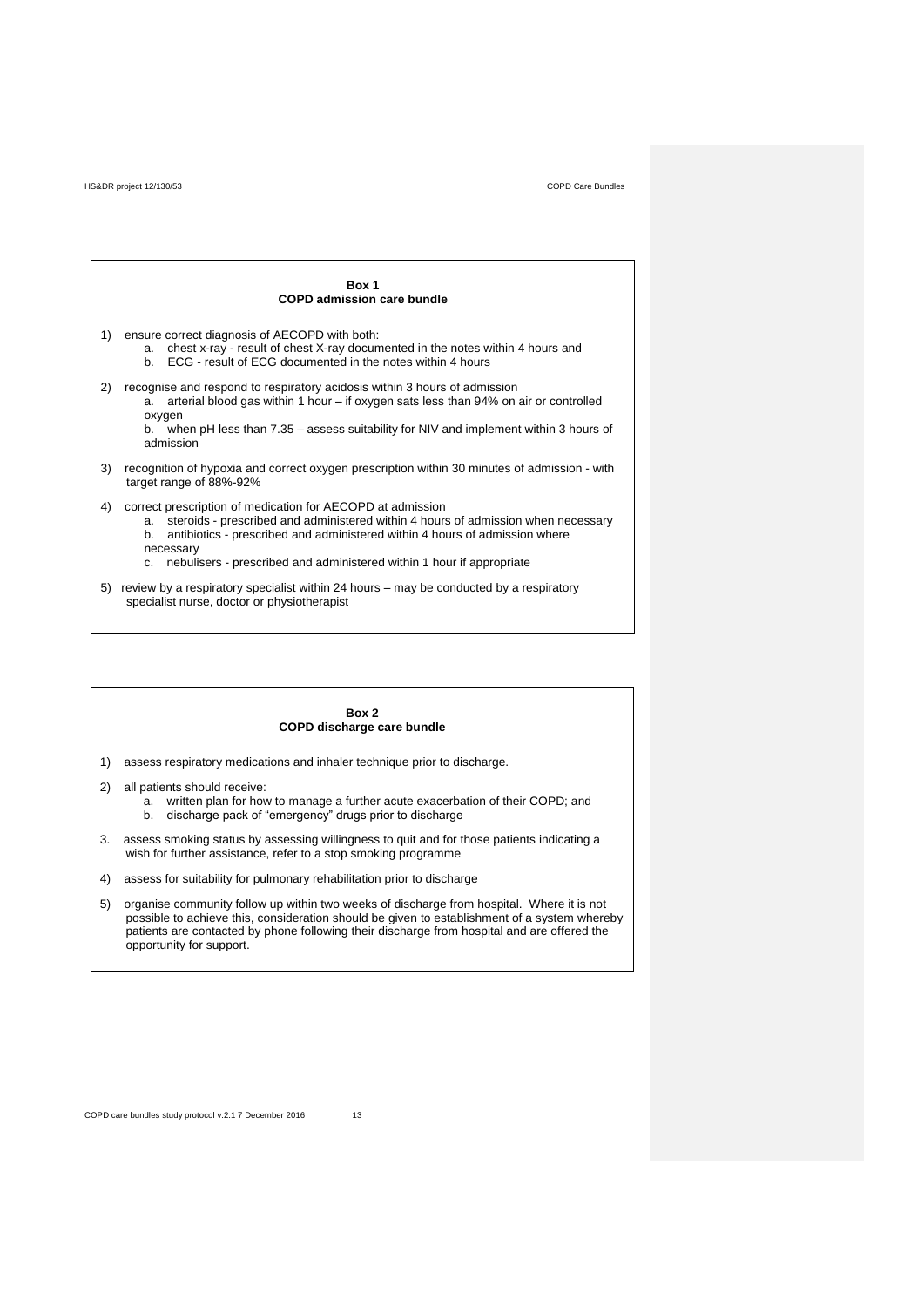**Box 1**
**COPD admission care bundle**

1) ensure correct diagnosis of AECOPD with both:
   a. chest x-ray - result of chest X-ray documented in the notes within 4 hours and
   b. ECG - result of ECG documented in the notes within 4 hours

2) recognise and respond to respiratory acidosis within 3 hours of admission
   a. arterial blood gas within 1 hour – if oxygen sats less than 94% on air or controlled oxygen
   b. when pH less than 7.35 – assess suitability for NIV and implement within 3 hours of admission

3) recognition of hypoxia and correct oxygen prescription within 30 minutes of admission - with target range of 88%-92%

4) correct prescription of medication for AECOPD at admission
   a. steroids - prescribed and administered within 4 hours of admission when necessary
   b. antibiotics - prescribed and administered within 4 hours of admission where necessary
   c. nebulisers - prescribed and administered within 1 hour if appropriate

5) review by a respiratory specialist within 24 hours – may be conducted by a respiratory specialist nurse, doctor or physiotherapist

**Box 2**
**COPD discharge care bundle**

1) assess respiratory medications and inhaler technique prior to discharge.

2) all patients should receive:
   a. written plan for how to manage a further acute exacerbation of their COPD; and
   b. discharge pack of "emergency" drugs prior to discharge

3. assess smoking status by assessing willingness to quit and for those patients indicating a wish for further assistance, refer to a stop smoking programme

4) assess for suitability for pulmonary rehabilitation prior to discharge

5) organise community follow up within two weeks of discharge from hospital. Where it is not possible to achieve this, consideration should be given to establishment of a system whereby patients are contacted by phone following their discharge from hospital and are offered the opportunity for support.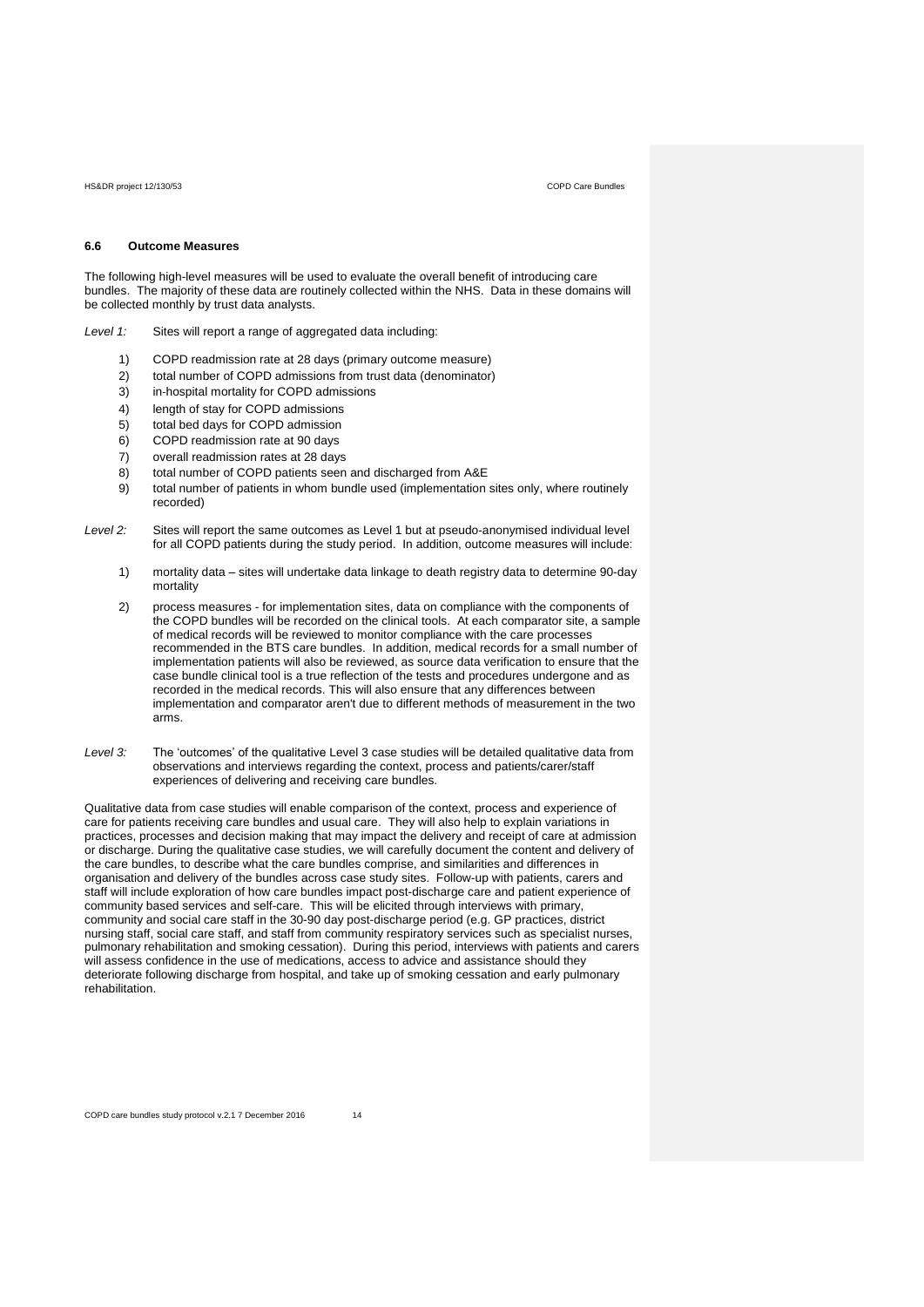### 6.6 Outcome Measures

The following high-level measures will be used to evaluate the overall benefit of introducing care bundles. The majority of these data are routinely collected within the NHS. Data in these domains will be collected monthly by trust data analysts.

*Level 1:* Sites will report a range of aggregated data including:

1) COPD readmission rate at 28 days (primary outcome measure)
2) total number of COPD admissions from trust data (denominator)
3) in-hospital mortality for COPD admissions
4) length of stay for COPD admissions
5) total bed days for COPD admission
6) COPD readmission rate at 90 days
7) overall readmission rates at 28 days
8) total number of COPD patients seen and discharged from A&E
9) total number of patients in whom bundle used (implementation sites only, where routinely recorded)

*Level 2:* Sites will report the same outcomes as Level 1 but at pseudo-anonymised individual level for all COPD patients during the study period. In addition, outcome measures will include:

1) mortality data – sites will undertake data linkage to death registry data to determine 90-day mortality
2) process measures - for implementation sites, data on compliance with the components of the COPD bundles will be recorded on the clinical tools. At each comparator site, a sample of medical records will be reviewed to monitor compliance with the care processes recommended in the BTS care bundles. In addition, medical records for a small number of implementation patients will also be reviewed, as source data verification to ensure that the case bundle clinical tool is a true reflection of the tests and procedures undergone and as recorded in the medical records. This will also ensure that any differences between implementation and comparator aren't due to different methods of measurement in the two arms.

*Level 3:* The 'outcomes' of the qualitative Level 3 case studies will be detailed qualitative data from observations and interviews regarding the context, process and patients/carer/staff experiences of delivering and receiving care bundles.

Qualitative data from case studies will enable comparison of the context, process and experience of care for patients receiving care bundles and usual care. They will also help to explain variations in practices, processes and decision making that may impact the delivery and receipt of care at admission or discharge. During the qualitative case studies, we will carefully document the content and delivery of the care bundles, to describe what the care bundles comprise, and similarities and differences in organisation and delivery of the bundles across case study sites. Follow-up with patients, carers and staff will include exploration of how care bundles impact post-discharge care and patient experience of community based services and self-care. This will be elicited through interviews with primary, community and social care staff in the 30-90 day post-discharge period (e.g. GP practices, district nursing staff, social care staff, and staff from community respiratory services such as specialist nurses, pulmonary rehabilitation and smoking cessation). During this period, interviews with patients and carers will assess confidence in the use of medications, access to advice and assistance should they deteriorate following discharge from hospital, and take up of smoking cessation and early pulmonary rehabilitation.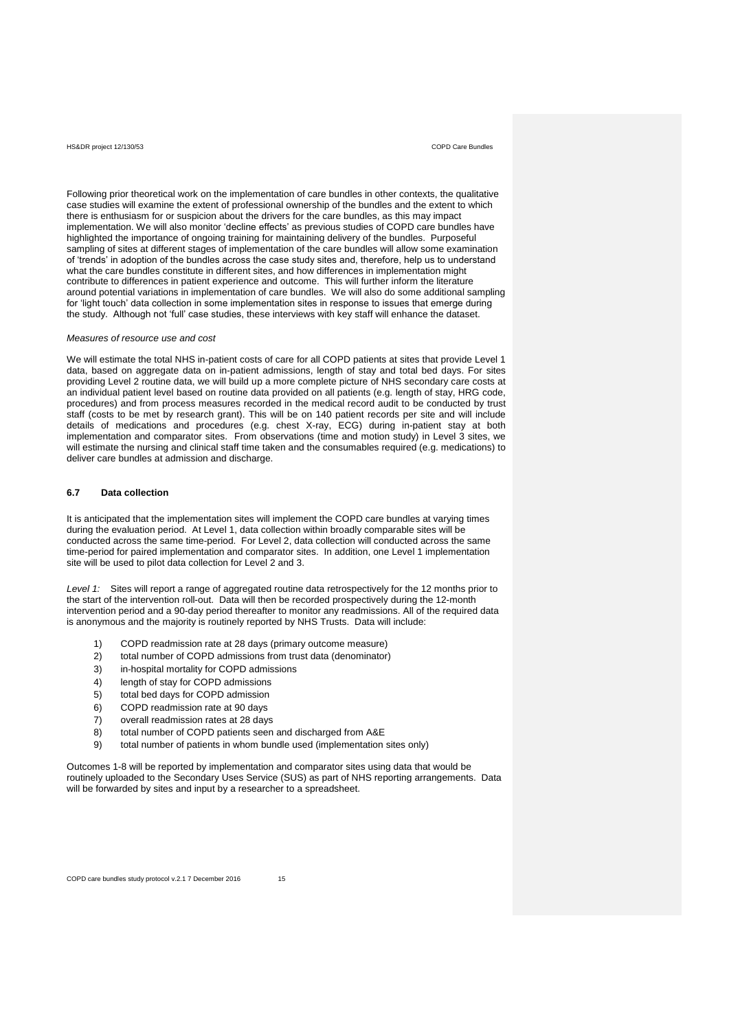Following prior theoretical work on the implementation of care bundles in other contexts, the qualitative case studies will examine the extent of professional ownership of the bundles and the extent to which there is enthusiasm for or suspicion about the drivers for the care bundles, as this may impact implementation. We will also monitor 'decline effects' as previous studies of COPD care bundles have highlighted the importance of ongoing training for maintaining delivery of the bundles. Purposeful sampling of sites at different stages of implementation of the care bundles will allow some examination of 'trends' in adoption of the bundles across the case study sites and, therefore, help us to understand what the care bundles constitute in different sites, and how differences in implementation might contribute to differences in patient experience and outcome. This will further inform the literature around potential variations in implementation of care bundles. We will also do some additional sampling for 'light touch' data collection in some implementation sites in response to issues that emerge during the study. Although not 'full' case studies, these interviews with key staff will enhance the dataset.

*Measures of resource use and cost*

We will estimate the total NHS in-patient costs of care for all COPD patients at sites that provide Level 1 data, based on aggregate data on in-patient admissions, length of stay and total bed days. For sites providing Level 2 routine data, we will build up a more complete picture of NHS secondary care costs at an individual patient level based on routine data provided on all patients (e.g. length of stay, HRG code, procedures) and from process measures recorded in the medical record audit to be conducted by trust staff (costs to be met by research grant). This will be on 140 patient records per site and will include details of medications and procedures (e.g. chest X-ray, ECG) during in-patient stay at both implementation and comparator sites. From observations (time and motion study) in Level 3 sites, we will estimate the nursing and clinical staff time taken and the consumables required (e.g. medications) to deliver care bundles at admission and discharge.

### 6.7 Data collection

It is anticipated that the implementation sites will implement the COPD care bundles at varying times during the evaluation period. At Level 1, data collection within broadly comparable sites will be conducted across the same time-period. For Level 2, data collection will conducted across the same time-period for paired implementation and comparator sites. In addition, one Level 1 implementation site will be used to pilot data collection for Level 2 and 3.

*Level 1:* Sites will report a range of aggregated routine data retrospectively for the 12 months prior to the start of the intervention roll-out. Data will then be recorded prospectively during the 12-month intervention period and a 90-day period thereafter to monitor any readmissions. All of the required data is anonymous and the majority is routinely reported by NHS Trusts. Data will include:

1) COPD readmission rate at 28 days (primary outcome measure)
2) total number of COPD admissions from trust data (denominator)
3) in-hospital mortality for COPD admissions
4) length of stay for COPD admissions
5) total bed days for COPD admission
6) COPD readmission rate at 90 days
7) overall readmission rates at 28 days
8) total number of COPD patients seen and discharged from A&E
9) total number of patients in whom bundle used (implementation sites only)

Outcomes 1-8 will be reported by implementation and comparator sites using data that would be routinely uploaded to the Secondary Uses Service (SUS) as part of NHS reporting arrangements. Data will be forwarded by sites and input by a researcher to a spreadsheet.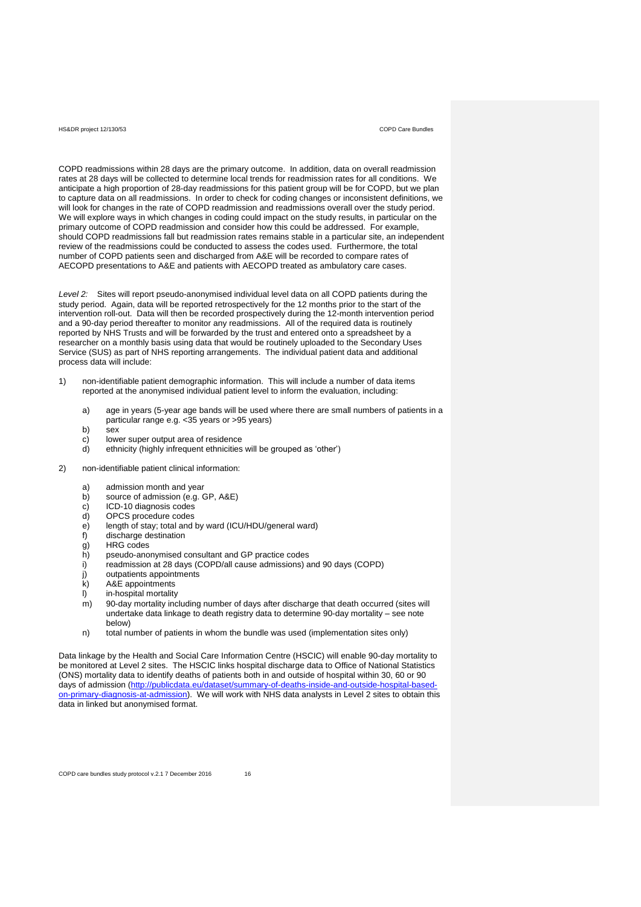COPD readmissions within 28 days are the primary outcome. In addition, data on overall readmission rates at 28 days will be collected to determine local trends for readmission rates for all conditions. We anticipate a high proportion of 28-day readmissions for this patient group will be for COPD, but we plan to capture data on all readmissions. In order to check for coding changes or inconsistent definitions, we will look for changes in the rate of COPD readmission and readmissions overall over the study period. We will explore ways in which changes in coding could impact on the study results, in particular on the primary outcome of COPD readmission and consider how this could be addressed. For example, should COPD readmissions fall but readmission rates remains stable in a particular site, an independent review of the readmissions could be conducted to assess the codes used. Furthermore, the total number of COPD patients seen and discharged from A&E will be recorded to compare rates of AECOPD presentations to A&E and patients with AECOPD treated as ambulatory care cases.

*Level 2:* Sites will report pseudo-anonymised individual level data on all COPD patients during the study period. Again, data will be reported retrospectively for the 12 months prior to the start of the intervention roll-out. Data will then be recorded prospectively during the 12-month intervention period and a 90-day period thereafter to monitor any readmissions. All of the required data is routinely reported by NHS Trusts and will be forwarded by the trust and entered onto a spreadsheet by a researcher on a monthly basis using data that would be routinely uploaded to the Secondary Uses Service (SUS) as part of NHS reporting arrangements. The individual patient data and additional process data will include:

1) non-identifiable patient demographic information. This will include a number of data items reported at the anonymised individual patient level to inform the evaluation, including:

    a) age in years (5-year age bands will be used where there are small numbers of patients in a particular range e.g. <35 years or >95 years)
    b) sex
    c) lower super output area of residence
    d) ethnicity (highly infrequent ethnicities will be grouped as 'other')

2) non-identifiable patient clinical information:

    a) admission month and year
    b) source of admission (e.g. GP, A&E)
    c) ICD-10 diagnosis codes
    d) OPCS procedure codes
    e) length of stay; total and by ward (ICU/HDU/general ward)
    f) discharge destination
    g) HRG codes
    h) pseudo-anonymised consultant and GP practice codes
    i) readmission at 28 days (COPD/all cause admissions) and 90 days (COPD)
    j) outpatients appointments
    k) A&E appointments
    l) in-hospital mortality
    m) 90-day mortality including number of days after discharge that death occurred (sites will undertake data linkage to death registry data to determine 90-day mortality – see note below)
    n) total number of patients in whom the bundle was used (implementation sites only)

Data linkage by the Health and Social Care Information Centre (HSCIC) will enable 90-day mortality to be monitored at Level 2 sites. The HSCIC links hospital discharge data to Office of National Statistics (ONS) mortality data to identify deaths of patients both in and outside of hospital within 30, 60 or 90 days of admission (http://publicdata.eu/dataset/summary-of-deaths-inside-and-outside-hospital-based-on-primary-diagnosis-at-admission). We will work with NHS data analysts in Level 2 sites to obtain this data in linked but anonymised format.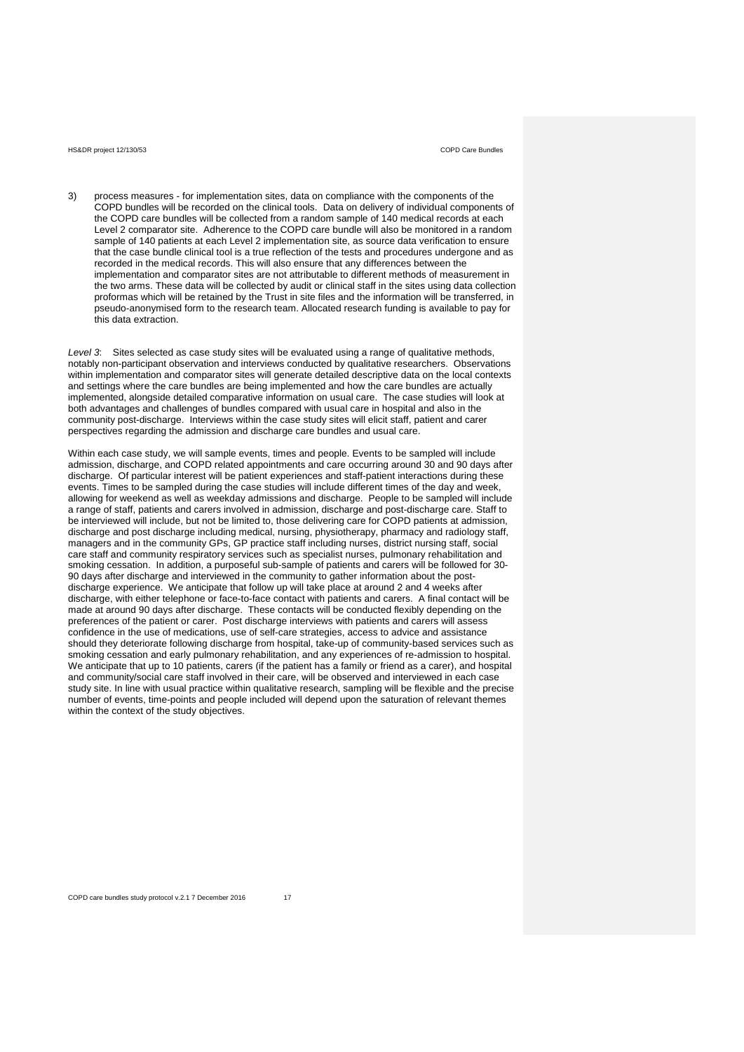3) process measures - for implementation sites, data on compliance with the components of the COPD bundles will be recorded on the clinical tools. Data on delivery of individual components of the COPD care bundles will be collected from a random sample of 140 medical records at each Level 2 comparator site. Adherence to the COPD care bundle will also be monitored in a random sample of 140 patients at each Level 2 implementation site, as source data verification to ensure that the case bundle clinical tool is a true reflection of the tests and procedures undergone and as recorded in the medical records. This will also ensure that any differences between the implementation and comparator sites are not attributable to different methods of measurement in the two arms. These data will be collected by audit or clinical staff in the sites using data collection proformas which will be retained by the Trust in site files and the information will be transferred, in pseudo-anonymised form to the research team. Allocated research funding is available to pay for this data extraction.

*Level 3*: Sites selected as case study sites will be evaluated using a range of qualitative methods, notably non-participant observation and interviews conducted by qualitative researchers. Observations within implementation and comparator sites will generate detailed descriptive data on the local contexts and settings where the care bundles are being implemented and how the care bundles are actually implemented, alongside detailed comparative information on usual care. The case studies will look at both advantages and challenges of bundles compared with usual care in hospital and also in the community post-discharge. Interviews within the case study sites will elicit staff, patient and carer perspectives regarding the admission and discharge care bundles and usual care.

Within each case study, we will sample events, times and people. Events to be sampled will include admission, discharge, and COPD related appointments and care occurring around 30 and 90 days after discharge. Of particular interest will be patient experiences and staff-patient interactions during these events. Times to be sampled during the case studies will include different times of the day and week, allowing for weekend as well as weekday admissions and discharge. People to be sampled will include a range of staff, patients and carers involved in admission, discharge and post-discharge care. Staff to be interviewed will include, but not be limited to, those delivering care for COPD patients at admission, discharge and post discharge including medical, nursing, physiotherapy, pharmacy and radiology staff, managers and in the community GPs, GP practice staff including nurses, district nursing staff, social care staff and community respiratory services such as specialist nurses, pulmonary rehabilitation and smoking cessation. In addition, a purposeful sub-sample of patients and carers will be followed for 30-90 days after discharge and interviewed in the community to gather information about the post-discharge experience. We anticipate that follow up will take place at around 2 and 4 weeks after discharge, with either telephone or face-to-face contact with patients and carers. A final contact will be made at around 90 days after discharge. These contacts will be conducted flexibly depending on the preferences of the patient or carer. Post discharge interviews with patients and carers will assess confidence in the use of medications, use of self-care strategies, access to advice and assistance should they deteriorate following discharge from hospital, take-up of community-based services such as smoking cessation and early pulmonary rehabilitation, and any experiences of re-admission to hospital. We anticipate that up to 10 patients, carers (if the patient has a family or friend as a carer), and hospital and community/social care staff involved in their care, will be observed and interviewed in each case study site. In line with usual practice within qualitative research, sampling will be flexible and the precise number of events, time-points and people included will depend upon the saturation of relevant themes within the context of the study objectives.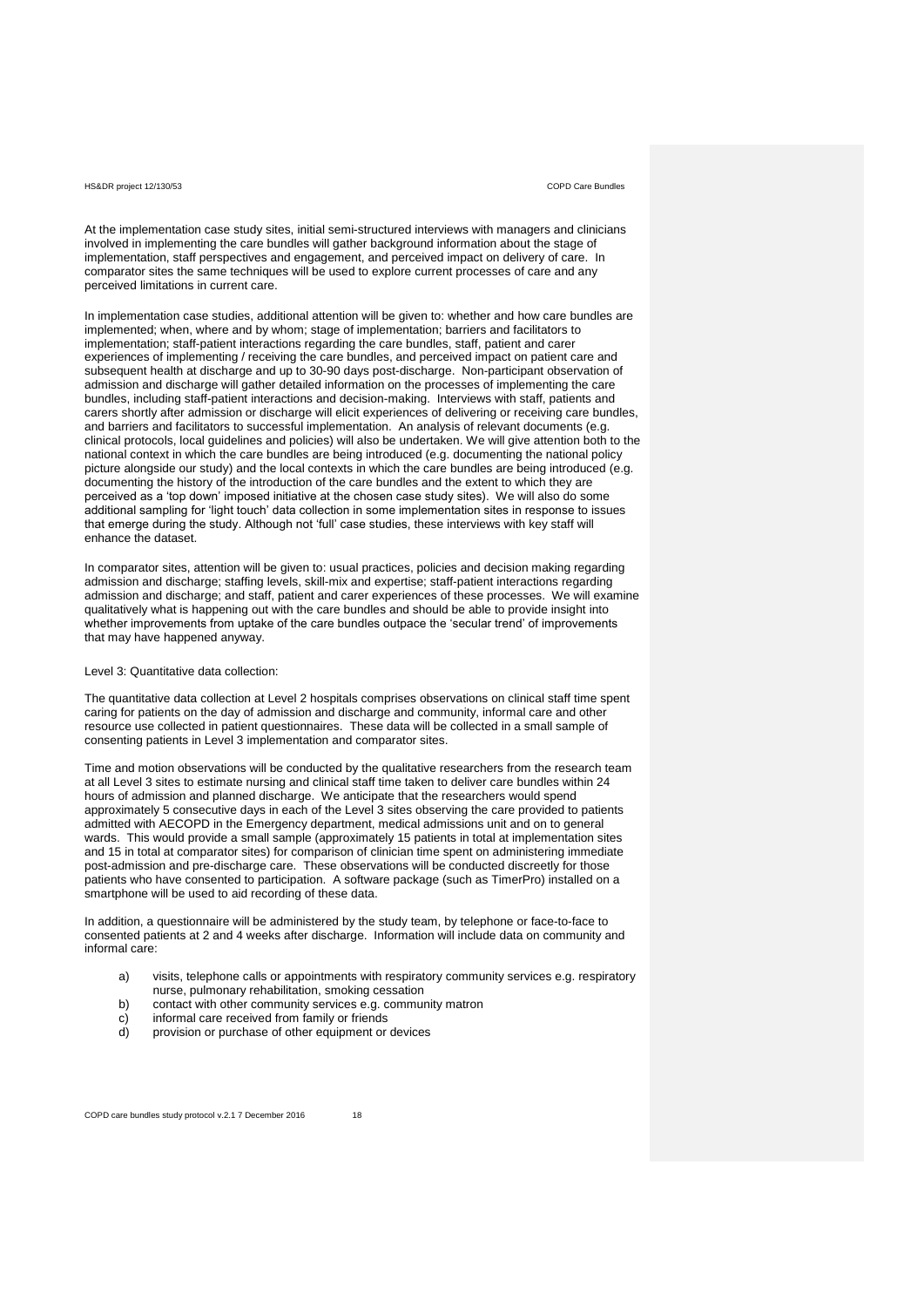At the implementation case study sites, initial semi-structured interviews with managers and clinicians involved in implementing the care bundles will gather background information about the stage of implementation, staff perspectives and engagement, and perceived impact on delivery of care. In comparator sites the same techniques will be used to explore current processes of care and any perceived limitations in current care.

In implementation case studies, additional attention will be given to: whether and how care bundles are implemented; when, where and by whom; stage of implementation; barriers and facilitators to implementation; staff-patient interactions regarding the care bundles, staff, patient and carer experiences of implementing / receiving the care bundles, and perceived impact on patient care and subsequent health at discharge and up to 30-90 days post-discharge. Non-participant observation of admission and discharge will gather detailed information on the processes of implementing the care bundles, including staff-patient interactions and decision-making. Interviews with staff, patients and carers shortly after admission or discharge will elicit experiences of delivering or receiving care bundles, and barriers and facilitators to successful implementation. An analysis of relevant documents (e.g. clinical protocols, local guidelines and policies) will also be undertaken. We will give attention both to the national context in which the care bundles are being introduced (e.g. documenting the national policy picture alongside our study) and the local contexts in which the care bundles are being introduced (e.g. documenting the history of the introduction of the care bundles and the extent to which they are perceived as a 'top down' imposed initiative at the chosen case study sites). We will also do some additional sampling for 'light touch' data collection in some implementation sites in response to issues that emerge during the study. Although not 'full' case studies, these interviews with key staff will enhance the dataset.

In comparator sites, attention will be given to: usual practices, policies and decision making regarding admission and discharge; staffing levels, skill-mix and expertise; staff-patient interactions regarding admission and discharge; and staff, patient and carer experiences of these processes. We will examine qualitatively what is happening out with the care bundles and should be able to provide insight into whether improvements from uptake of the care bundles outpace the 'secular trend' of improvements that may have happened anyway.

Level 3: Quantitative data collection:

The quantitative data collection at Level 2 hospitals comprises observations on clinical staff time spent caring for patients on the day of admission and discharge and community, informal care and other resource use collected in patient questionnaires. These data will be collected in a small sample of consenting patients in Level 3 implementation and comparator sites.

Time and motion observations will be conducted by the qualitative researchers from the research team at all Level 3 sites to estimate nursing and clinical staff time taken to deliver care bundles within 24 hours of admission and planned discharge. We anticipate that the researchers would spend approximately 5 consecutive days in each of the Level 3 sites observing the care provided to patients admitted with AECOPD in the Emergency department, medical admissions unit and on to general wards. This would provide a small sample (approximately 15 patients in total at implementation sites and 15 in total at comparator sites) for comparison of clinician time spent on administering immediate post-admission and pre-discharge care. These observations will be conducted discreetly for those patients who have consented to participation. A software package (such as TimerPro) installed on a smartphone will be used to aid recording of these data.

In addition, a questionnaire will be administered by the study team, by telephone or face-to-face to consented patients at 2 and 4 weeks after discharge. Information will include data on community and informal care:

a) visits, telephone calls or appointments with respiratory community services e.g. respiratory nurse, pulmonary rehabilitation, smoking cessation
b) contact with other community services e.g. community matron
c) informal care received from family or friends
d) provision or purchase of other equipment or devices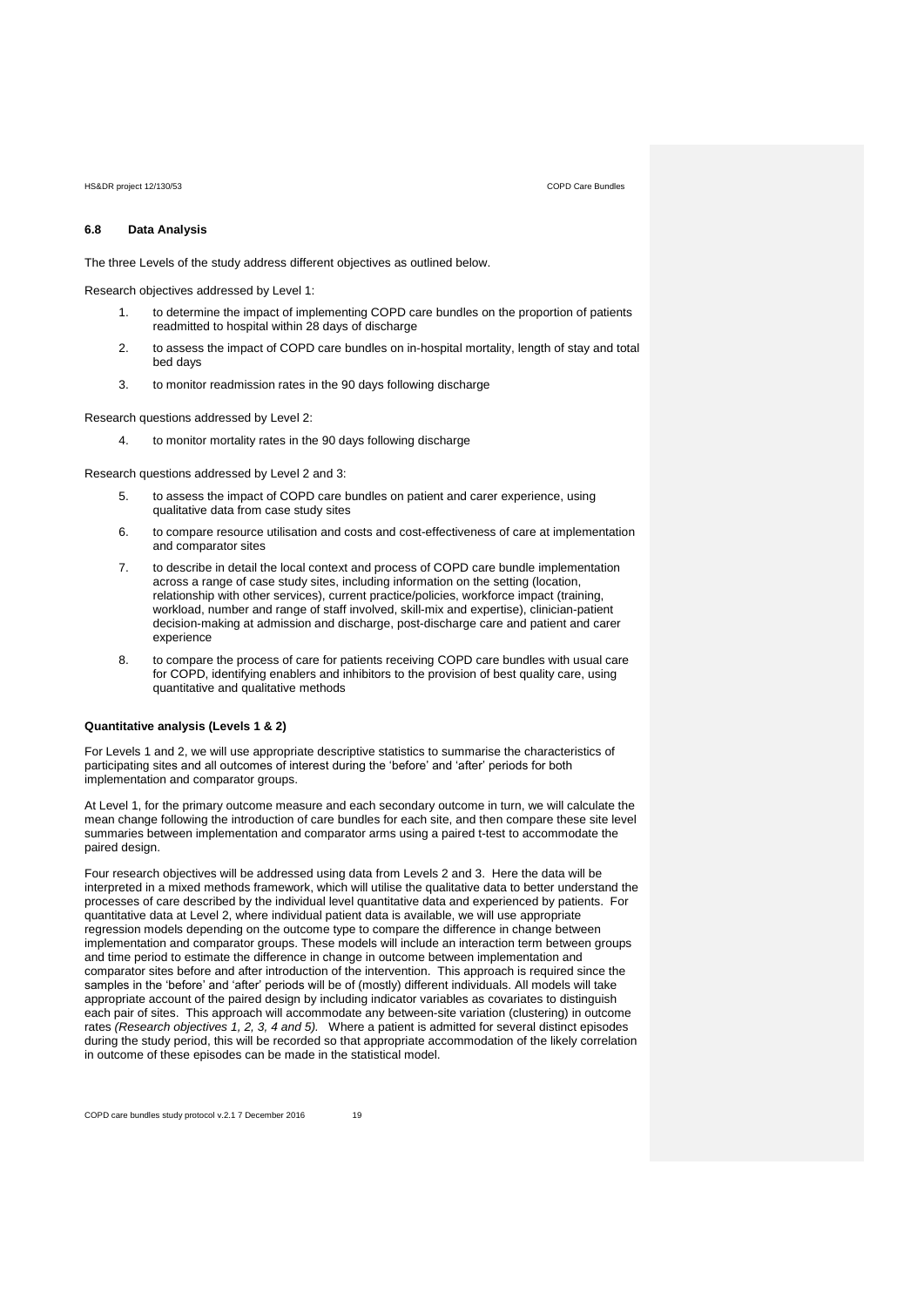## 6.8 Data Analysis

The three Levels of the study address different objectives as outlined below.

Research objectives addressed by Level 1:

1. to determine the impact of implementing COPD care bundles on the proportion of patients readmitted to hospital within 28 days of discharge
2. to assess the impact of COPD care bundles on in-hospital mortality, length of stay and total bed days
3. to monitor readmission rates in the 90 days following discharge

Research questions addressed by Level 2:

4. to monitor mortality rates in the 90 days following discharge

Research questions addressed by Level 2 and 3:

5. to assess the impact of COPD care bundles on patient and carer experience, using qualitative data from case study sites
6. to compare resource utilisation and costs and cost-effectiveness of care at implementation and comparator sites
7. to describe in detail the local context and process of COPD care bundle implementation across a range of case study sites, including information on the setting (location, relationship with other services), current practice/policies, workforce impact (training, workload, number and range of staff involved, skill-mix and expertise), clinician-patient decision-making at admission and discharge, post-discharge care and patient and carer experience
8. to compare the process of care for patients receiving COPD care bundles with usual care for COPD, identifying enablers and inhibitors to the provision of best quality care, using quantitative and qualitative methods

**Quantitative analysis (Levels 1 & 2)**

For Levels 1 and 2, we will use appropriate descriptive statistics to summarise the characteristics of participating sites and all outcomes of interest during the 'before' and 'after' periods for both implementation and comparator groups.

At Level 1, for the primary outcome measure and each secondary outcome in turn, we will calculate the mean change following the introduction of care bundles for each site, and then compare these site level summaries between implementation and comparator arms using a paired t-test to accommodate the paired design.

Four research objectives will be addressed using data from Levels 2 and 3. Here the data will be interpreted in a mixed methods framework, which will utilise the qualitative data to better understand the processes of care described by the individual level quantitative data and experienced by patients. For quantitative data at Level 2, where individual patient data is available, we will use appropriate regression models depending on the outcome type to compare the difference in change between implementation and comparator groups. These models will include an interaction term between groups and time period to estimate the difference in change in outcome between implementation and comparator sites before and after introduction of the intervention. This approach is required since the samples in the 'before' and 'after' periods will be of (mostly) different individuals. All models will take appropriate account of the paired design by including indicator variables as covariates to distinguish each pair of sites. This approach will accommodate any between-site variation (clustering) in outcome rates *(Research objectives 1, 2, 3, 4 and 5).* Where a patient is admitted for several distinct episodes during the study period, this will be recorded so that appropriate accommodation of the likely correlation in outcome of these episodes can be made in the statistical model.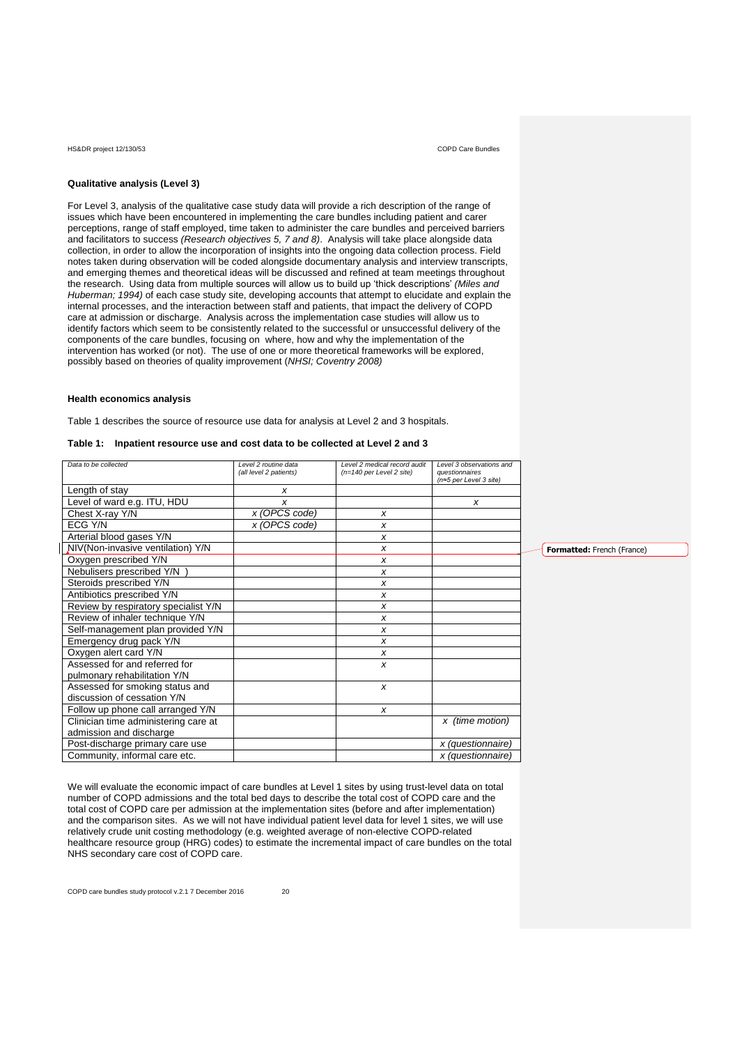### Qualitative analysis (Level 3)

For Level 3, analysis of the qualitative case study data will provide a rich description of the range of issues which have been encountered in implementing the care bundles including patient and carer perceptions, range of staff employed, time taken to administer the care bundles and perceived barriers and facilitators to success *(Research objectives 5, 7 and 8)*. Analysis will take place alongside data collection, in order to allow the incorporation of insights into the ongoing data collection process. Field notes taken during observation will be coded alongside documentary analysis and interview transcripts, and emerging themes and theoretical ideas will be discussed and refined at team meetings throughout the research. Using data from multiple sources will allow us to build up 'thick descriptions' *(Miles and Huberman; 1994)* of each case study site, developing accounts that attempt to elucidate and explain the internal processes, and the interaction between staff and patients, that impact the delivery of COPD care at admission or discharge. Analysis across the implementation case studies will allow us to identify factors which seem to be consistently related to the successful or unsuccessful delivery of the components of the care bundles, focusing on where, how and why the implementation of the intervention has worked (or not). The use of one or more theoretical frameworks will be explored, possibly based on theories of quality improvement (*NHSI; Coventry 2008)*

### Health economics analysis

Table 1 describes the source of resource use data for analysis at Level 2 and 3 hospitals.

**Table 1: Inpatient resource use and cost data to be collected at Level 2 and 3**

| *Data to be collected* | *Level 2 routine data (all level 2 patients)* | *Level 2 medical record audit (n=140 per Level 2 site)* | *Level 3 observations and questionnaires (n=5 per Level 3 site)* |
|---|---|---|---|
| Length of stay | *x* | | |
| Level of ward e.g. ITU, HDU | *x* | | *x* |
| Chest X-ray Y/N | *x (OPCS code)* | *x* | |
| ECG Y/N | *x (OPCS code)* | *x* | |
| Arterial blood gases Y/N | | *x* | |
| NIV(Non-invasive ventilation) Y/N | | *x* | |
| Oxygen prescribed Y/N | | *x* | |
| Nebulisers prescribed Y/N ) | | *x* | |
| Steroids prescribed Y/N | | *x* | |
| Antibiotics prescribed Y/N | | *x* | |
| Review by respiratory specialist Y/N | | *x* | |
| Review of inhaler technique Y/N | | *x* | |
| Self-management plan provided Y/N | | *x* | |
| Emergency drug pack Y/N | | *x* | |
| Oxygen alert card Y/N | | *x* | |
| Assessed for and referred for pulmonary rehabilitation Y/N | | *x* | |
| Assessed for smoking status and discussion of cessation Y/N | | *x* | |
| Follow up phone call arranged Y/N | | *x* | |
| Clinician time administering care at admission and discharge | | | *x (time motion)* |
| Post-discharge primary care use | | | *x (questionnaire)* |
| Community, informal care etc. | | | *x (questionnaire)* |

We will evaluate the economic impact of care bundles at Level 1 sites by using trust-level data on total number of COPD admissions and the total bed days to describe the total cost of COPD care and the total cost of COPD care per admission at the implementation sites (before and after implementation) and the comparison sites. As we will not have individual patient level data for level 1 sites, we will use relatively crude unit costing methodology (e.g. weighted average of non-elective COPD-related healthcare resource group (HRG) codes) to estimate the incremental impact of care bundles on the total NHS secondary care cost of COPD care.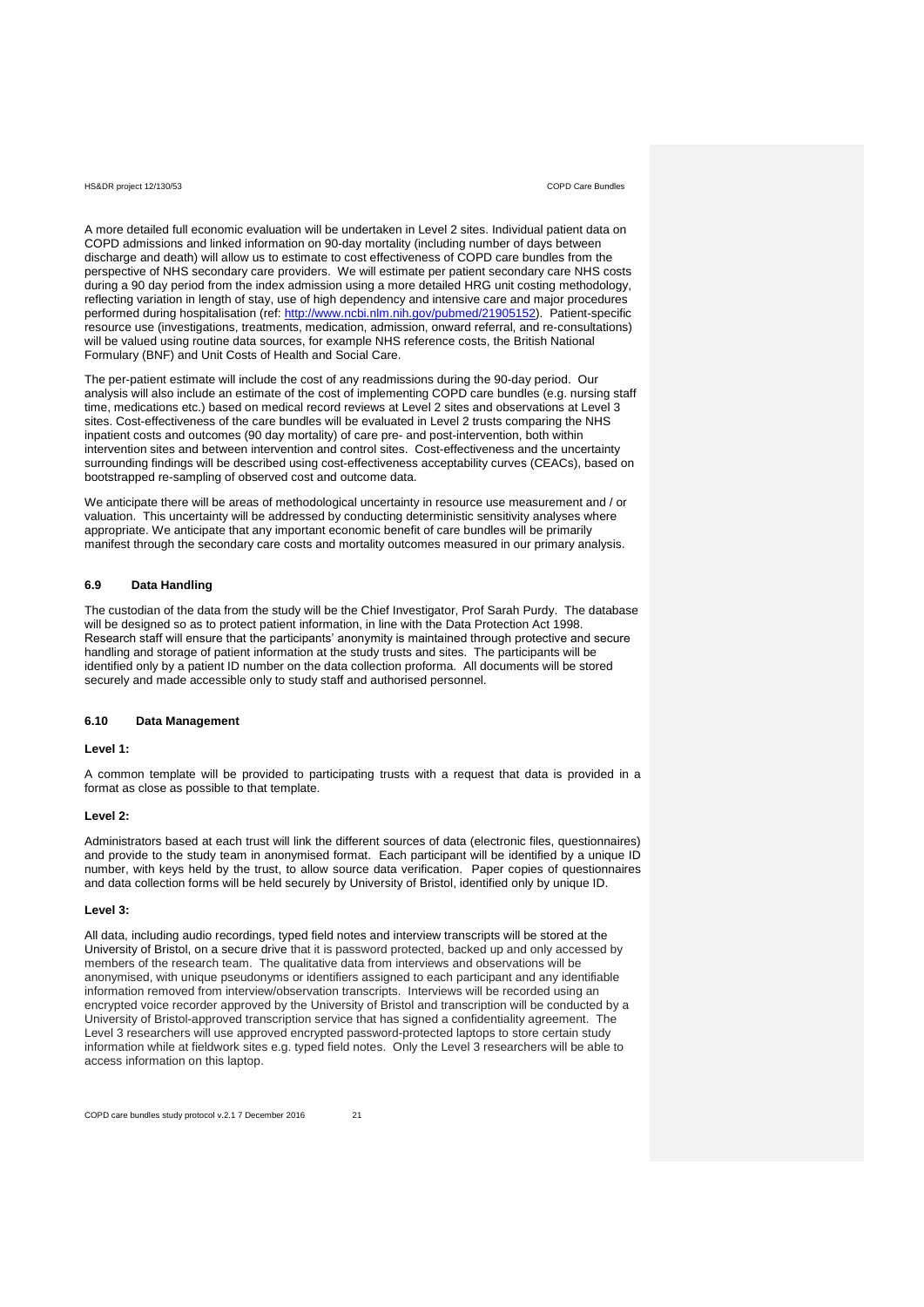A more detailed full economic evaluation will be undertaken in Level 2 sites. Individual patient data on COPD admissions and linked information on 90-day mortality (including number of days between discharge and death) will allow us to estimate to cost effectiveness of COPD care bundles from the perspective of NHS secondary care providers. We will estimate per patient secondary care NHS costs during a 90 day period from the index admission using a more detailed HRG unit costing methodology, reflecting variation in length of stay, use of high dependency and intensive care and major procedures performed during hospitalisation (ref: http://www.ncbi.nlm.nih.gov/pubmed/21905152). Patient-specific resource use (investigations, treatments, medication, admission, onward referral, and re-consultations) will be valued using routine data sources, for example NHS reference costs, the British National Formulary (BNF) and Unit Costs of Health and Social Care.

The per-patient estimate will include the cost of any readmissions during the 90-day period. Our analysis will also include an estimate of the cost of implementing COPD care bundles (e.g. nursing staff time, medications etc.) based on medical record reviews at Level 2 sites and observations at Level 3 sites. Cost-effectiveness of the care bundles will be evaluated in Level 2 trusts comparing the NHS inpatient costs and outcomes (90 day mortality) of care pre- and post-intervention, both within intervention sites and between intervention and control sites. Cost-effectiveness and the uncertainty surrounding findings will be described using cost-effectiveness acceptability curves (CEACs), based on bootstrapped re-sampling of observed cost and outcome data.

We anticipate there will be areas of methodological uncertainty in resource use measurement and / or valuation. This uncertainty will be addressed by conducting deterministic sensitivity analyses where appropriate. We anticipate that any important economic benefit of care bundles will be primarily manifest through the secondary care costs and mortality outcomes measured in our primary analysis.

### 6.9 Data Handling

The custodian of the data from the study will be the Chief Investigator, Prof Sarah Purdy. The database will be designed so as to protect patient information, in line with the Data Protection Act 1998. Research staff will ensure that the participants' anonymity is maintained through protective and secure handling and storage of patient information at the study trusts and sites. The participants will be identified only by a patient ID number on the data collection proforma. All documents will be stored securely and made accessible only to study staff and authorised personnel.

### 6.10 Data Management

**Level 1:**

A common template will be provided to participating trusts with a request that data is provided in a format as close as possible to that template.

**Level 2:**

Administrators based at each trust will link the different sources of data (electronic files, questionnaires) and provide to the study team in anonymised format. Each participant will be identified by a unique ID number, with keys held by the trust, to allow source data verification. Paper copies of questionnaires and data collection forms will be held securely by University of Bristol, identified only by unique ID.

**Level 3:**

All data, including audio recordings, typed field notes and interview transcripts will be stored at the University of Bristol, on a secure drive that it is password protected, backed up and only accessed by members of the research team. The qualitative data from interviews and observations will be anonymised, with unique pseudonyms or identifiers assigned to each participant and any identifiable information removed from interview/observation transcripts. Interviews will be recorded using an encrypted voice recorder approved by the University of Bristol and transcription will be conducted by a University of Bristol-approved transcription service that has signed a confidentiality agreement. The Level 3 researchers will use approved encrypted password-protected laptops to store certain study information while at fieldwork sites e.g. typed field notes. Only the Level 3 researchers will be able to access information on this laptop.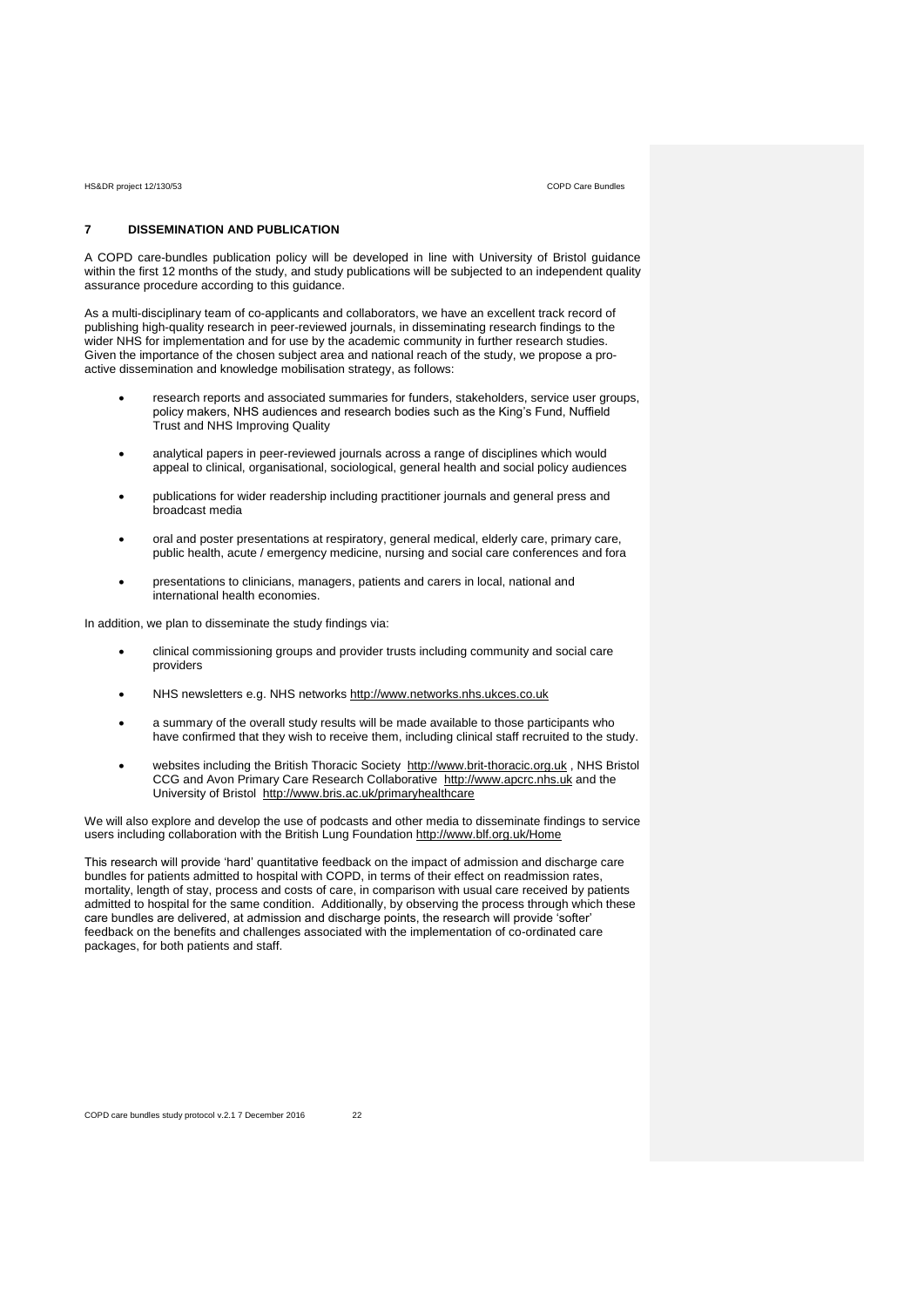## 7 DISSEMINATION AND PUBLICATION

A COPD care-bundles publication policy will be developed in line with University of Bristol guidance within the first 12 months of the study, and study publications will be subjected to an independent quality assurance procedure according to this guidance.

As a multi-disciplinary team of co-applicants and collaborators, we have an excellent track record of publishing high-quality research in peer-reviewed journals, in disseminating research findings to the wider NHS for implementation and for use by the academic community in further research studies. Given the importance of the chosen subject area and national reach of the study, we propose a pro-active dissemination and knowledge mobilisation strategy, as follows:

- research reports and associated summaries for funders, stakeholders, service user groups, policy makers, NHS audiences and research bodies such as the King's Fund, Nuffield Trust and NHS Improving Quality
- analytical papers in peer-reviewed journals across a range of disciplines which would appeal to clinical, organisational, sociological, general health and social policy audiences
- publications for wider readership including practitioner journals and general press and broadcast media
- oral and poster presentations at respiratory, general medical, elderly care, primary care, public health, acute / emergency medicine, nursing and social care conferences and fora
- presentations to clinicians, managers, patients and carers in local, national and international health economies.

In addition, we plan to disseminate the study findings via:

- clinical commissioning groups and provider trusts including community and social care providers
- NHS newsletters e.g. NHS networks http://www.networks.nhs.ukces.co.uk
- a summary of the overall study results will be made available to those participants who have confirmed that they wish to receive them, including clinical staff recruited to the study.
- websites including the British Thoracic Society http://www.brit-thoracic.org.uk , NHS Bristol CCG and Avon Primary Care Research Collaborative http://www.apcrc.nhs.uk and the University of Bristol http://www.bris.ac.uk/primaryhealthcare

We will also explore and develop the use of podcasts and other media to disseminate findings to service users including collaboration with the British Lung Foundation http://www.blf.org.uk/Home

This research will provide 'hard' quantitative feedback on the impact of admission and discharge care bundles for patients admitted to hospital with COPD, in terms of their effect on readmission rates, mortality, length of stay, process and costs of care, in comparison with usual care received by patients admitted to hospital for the same condition. Additionally, by observing the process through which these care bundles are delivered, at admission and discharge points, the research will provide 'softer' feedback on the benefits and challenges associated with the implementation of co-ordinated care packages, for both patients and staff.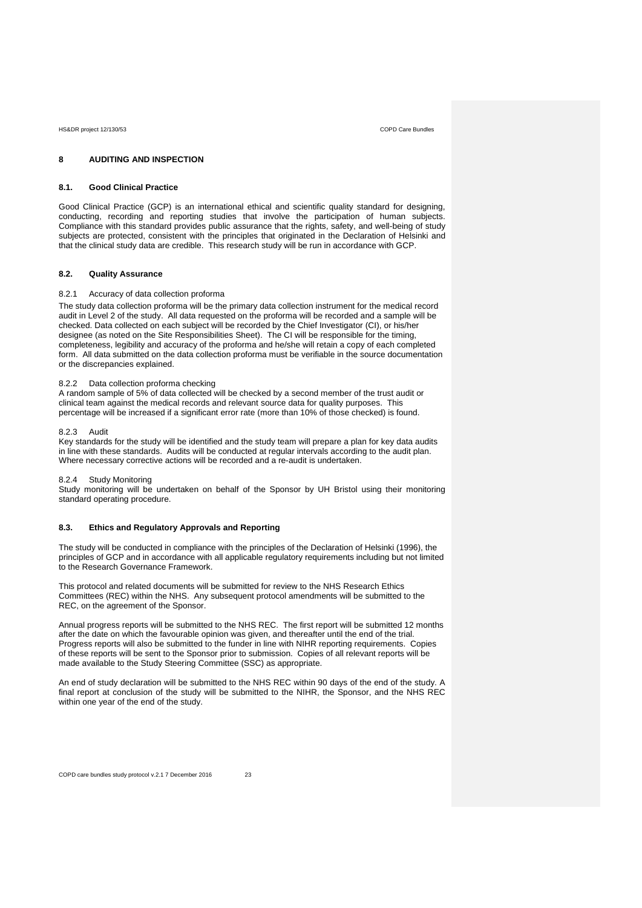# 8 AUDITING AND INSPECTION

## 8.1. Good Clinical Practice

Good Clinical Practice (GCP) is an international ethical and scientific quality standard for designing, conducting, recording and reporting studies that involve the participation of human subjects. Compliance with this standard provides public assurance that the rights, safety, and well-being of study subjects are protected, consistent with the principles that originated in the Declaration of Helsinki and that the clinical study data are credible. This research study will be run in accordance with GCP.

## 8.2. Quality Assurance

### 8.2.1 Accuracy of data collection proforma

The study data collection proforma will be the primary data collection instrument for the medical record audit in Level 2 of the study. All data requested on the proforma will be recorded and a sample will be checked. Data collected on each subject will be recorded by the Chief Investigator (CI), or his/her designee (as noted on the Site Responsibilities Sheet). The CI will be responsible for the timing, completeness, legibility and accuracy of the proforma and he/she will retain a copy of each completed form. All data submitted on the data collection proforma must be verifiable in the source documentation or the discrepancies explained.

### 8.2.2 Data collection proforma checking

A random sample of 5% of data collected will be checked by a second member of the trust audit or clinical team against the medical records and relevant source data for quality purposes. This percentage will be increased if a significant error rate (more than 10% of those checked) is found.

### 8.2.3 Audit

Key standards for the study will be identified and the study team will prepare a plan for key data audits in line with these standards. Audits will be conducted at regular intervals according to the audit plan. Where necessary corrective actions will be recorded and a re-audit is undertaken.

### 8.2.4 Study Monitoring

Study monitoring will be undertaken on behalf of the Sponsor by UH Bristol using their monitoring standard operating procedure.

## 8.3. Ethics and Regulatory Approvals and Reporting

The study will be conducted in compliance with the principles of the Declaration of Helsinki (1996), the principles of GCP and in accordance with all applicable regulatory requirements including but not limited to the Research Governance Framework.

This protocol and related documents will be submitted for review to the NHS Research Ethics Committees (REC) within the NHS. Any subsequent protocol amendments will be submitted to the REC, on the agreement of the Sponsor.

Annual progress reports will be submitted to the NHS REC. The first report will be submitted 12 months after the date on which the favourable opinion was given, and thereafter until the end of the trial. Progress reports will also be submitted to the funder in line with NIHR reporting requirements. Copies of these reports will be sent to the Sponsor prior to submission. Copies of all relevant reports will be made available to the Study Steering Committee (SSC) as appropriate.

An end of study declaration will be submitted to the NHS REC within 90 days of the end of the study. A final report at conclusion of the study will be submitted to the NIHR, the Sponsor, and the NHS REC within one year of the end of the study.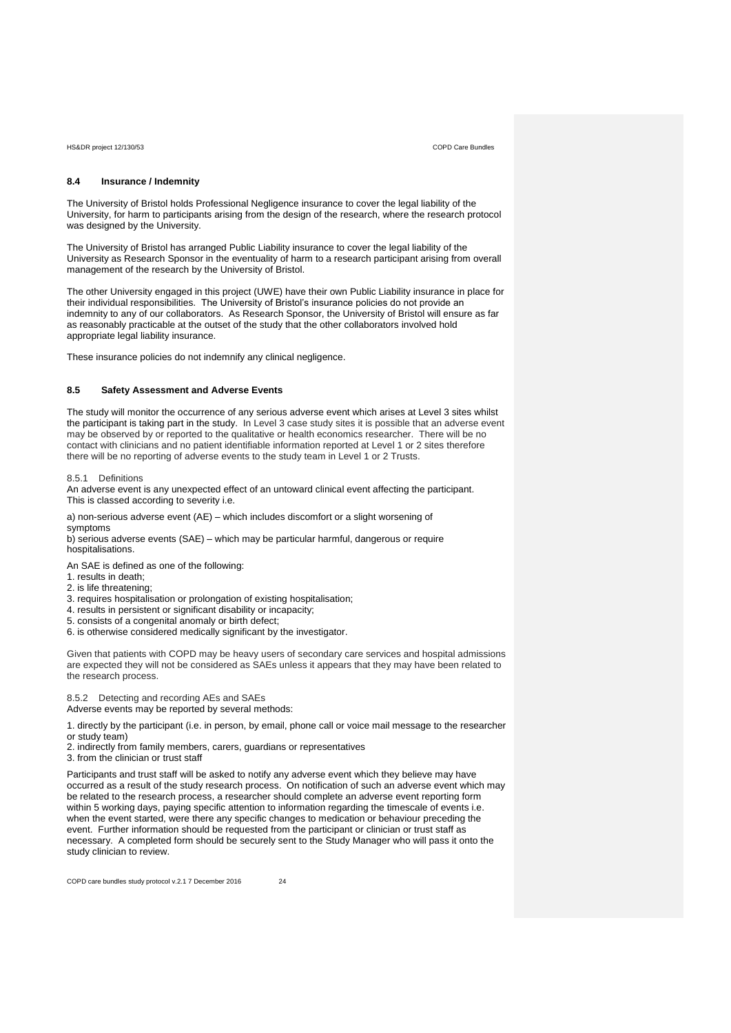### 8.4 Insurance / Indemnity

The University of Bristol holds Professional Negligence insurance to cover the legal liability of the University, for harm to participants arising from the design of the research, where the research protocol was designed by the University.

The University of Bristol has arranged Public Liability insurance to cover the legal liability of the University as Research Sponsor in the eventuality of harm to a research participant arising from overall management of the research by the University of Bristol.

The other University engaged in this project (UWE) have their own Public Liability insurance in place for their individual responsibilities. The University of Bristol's insurance policies do not provide an indemnity to any of our collaborators. As Research Sponsor, the University of Bristol will ensure as far as reasonably practicable at the outset of the study that the other collaborators involved hold appropriate legal liability insurance.

These insurance policies do not indemnify any clinical negligence.

### 8.5 Safety Assessment and Adverse Events

The study will monitor the occurrence of any serious adverse event which arises at Level 3 sites whilst the participant is taking part in the study. In Level 3 case study sites it is possible that an adverse event may be observed by or reported to the qualitative or health economics researcher. There will be no contact with clinicians and no patient identifiable information reported at Level 1 or 2 sites therefore there will be no reporting of adverse events to the study team in Level 1 or 2 Trusts.

#### 8.5.1 Definitions

An adverse event is any unexpected effect of an untoward clinical event affecting the participant. This is classed according to severity i.e.

a) non-serious adverse event (AE) – which includes discomfort or a slight worsening of symptoms
b) serious adverse events (SAE) – which may be particular harmful, dangerous or require hospitalisations.

An SAE is defined as one of the following:

1. results in death;
2. is life threatening;
3. requires hospitalisation or prolongation of existing hospitalisation;
4. results in persistent or significant disability or incapacity;
5. consists of a congenital anomaly or birth defect;
6. is otherwise considered medically significant by the investigator.

Given that patients with COPD may be heavy users of secondary care services and hospital admissions are expected they will not be considered as SAEs unless it appears that they may have been related to the research process.

#### 8.5.2 Detecting and recording AEs and SAEs

Adverse events may be reported by several methods:

1. directly by the participant (i.e. in person, by email, phone call or voice mail message to the researcher or study team)
2. indirectly from family members, carers, guardians or representatives
3. from the clinician or trust staff

Participants and trust staff will be asked to notify any adverse event which they believe may have occurred as a result of the study research process. On notification of such an adverse event which may be related to the research process, a researcher should complete an adverse event reporting form within 5 working days, paying specific attention to information regarding the timescale of events i.e. when the event started, were there any specific changes to medication or behaviour preceding the event. Further information should be requested from the participant or clinician or trust staff as necessary. A completed form should be securely sent to the Study Manager who will pass it onto the study clinician to review.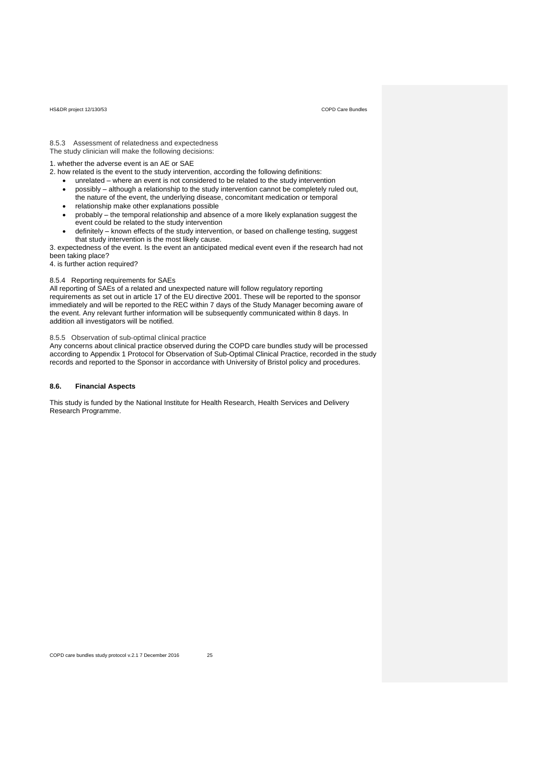### 8.5.3 Assessment of relatedness and expectedness

The study clinician will make the following decisions:

1. whether the adverse event is an AE or SAE
2. how related is the event to the study intervention, according the following definitions:
    - unrelated – where an event is not considered to be related to the study intervention
    - possibly – although a relationship to the study intervention cannot be completely ruled out, the nature of the event, the underlying disease, concomitant medication or temporal
    - relationship make other explanations possible
    - probably – the temporal relationship and absence of a more likely explanation suggest the event could be related to the study intervention
    - definitely – known effects of the study intervention, or based on challenge testing, suggest that study intervention is the most likely cause.
3. expectedness of the event. Is the event an anticipated medical event even if the research had not been taking place?
4. is further action required?

### 8.5.4 Reporting requirements for SAEs

All reporting of SAEs of a related and unexpected nature will follow regulatory reporting requirements as set out in article 17 of the EU directive 2001. These will be reported to the sponsor immediately and will be reported to the REC within 7 days of the Study Manager becoming aware of the event. Any relevant further information will be subsequently communicated within 8 days. In addition all investigators will be notified.

### 8.5.5 Observation of sub-optimal clinical practice

Any concerns about clinical practice observed during the COPD care bundles study will be processed according to Appendix 1 Protocol for Observation of Sub-Optimal Clinical Practice, recorded in the study records and reported to the Sponsor in accordance with University of Bristol policy and procedures.

## 8.6. Financial Aspects

This study is funded by the National Institute for Health Research, Health Services and Delivery Research Programme.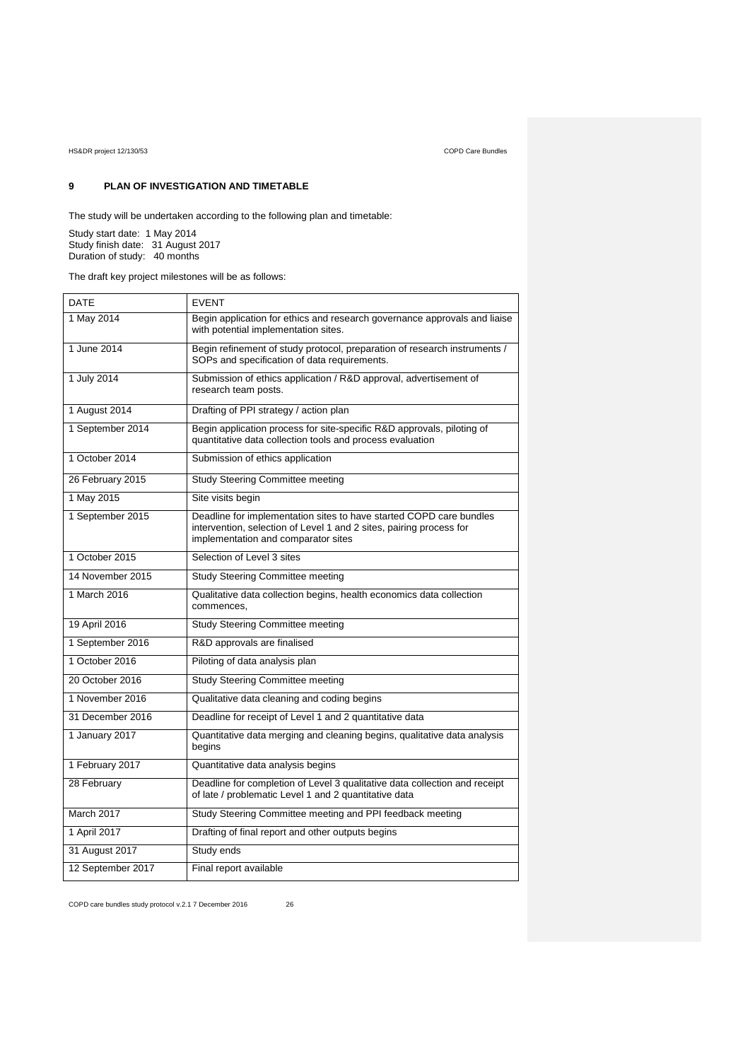## 9 PLAN OF INVESTIGATION AND TIMETABLE

The study will be undertaken according to the following plan and timetable:

Study start date: 1 May 2014
Study finish date: 31 August 2017
Duration of study: 40 months

The draft key project milestones will be as follows:

| DATE | EVENT |
|---|---|
| 1 May 2014 | Begin application for ethics and research governance approvals and liaise with potential implementation sites. |
| 1 June 2014 | Begin refinement of study protocol, preparation of research instruments / SOPs and specification of data requirements. |
| 1 July 2014 | Submission of ethics application / R&D approval, advertisement of research team posts. |
| 1 August 2014 | Drafting of PPI strategy / action plan |
| 1 September 2014 | Begin application process for site-specific R&D approvals, piloting of quantitative data collection tools and process evaluation |
| 1 October 2014 | Submission of ethics application |
| 26 February 2015 | Study Steering Committee meeting |
| 1 May 2015 | Site visits begin |
| 1 September 2015 | Deadline for implementation sites to have started COPD care bundles intervention, selection of Level 1 and 2 sites, pairing process for implementation and comparator sites |
| 1 October 2015 | Selection of Level 3 sites |
| 14 November 2015 | Study Steering Committee meeting |
| 1 March 2016 | Qualitative data collection begins, health economics data collection commences, |
| 19 April 2016 | Study Steering Committee meeting |
| 1 September 2016 | R&D approvals are finalised |
| 1 October 2016 | Piloting of data analysis plan |
| 20 October 2016 | Study Steering Committee meeting |
| 1 November 2016 | Qualitative data cleaning and coding begins |
| 31 December 2016 | Deadline for receipt of Level 1 and 2 quantitative data |
| 1 January 2017 | Quantitative data merging and cleaning begins, qualitative data analysis begins |
| 1 February 2017 | Quantitative data analysis begins |
| 28 February | Deadline for completion of Level 3 qualitative data collection and receipt of late / problematic Level 1 and 2 quantitative data |
| March 2017 | Study Steering Committee meeting and PPI feedback meeting |
| 1 April 2017 | Drafting of final report and other outputs begins |
| 31 August 2017 | Study ends |
| 12 September 2017 | Final report available |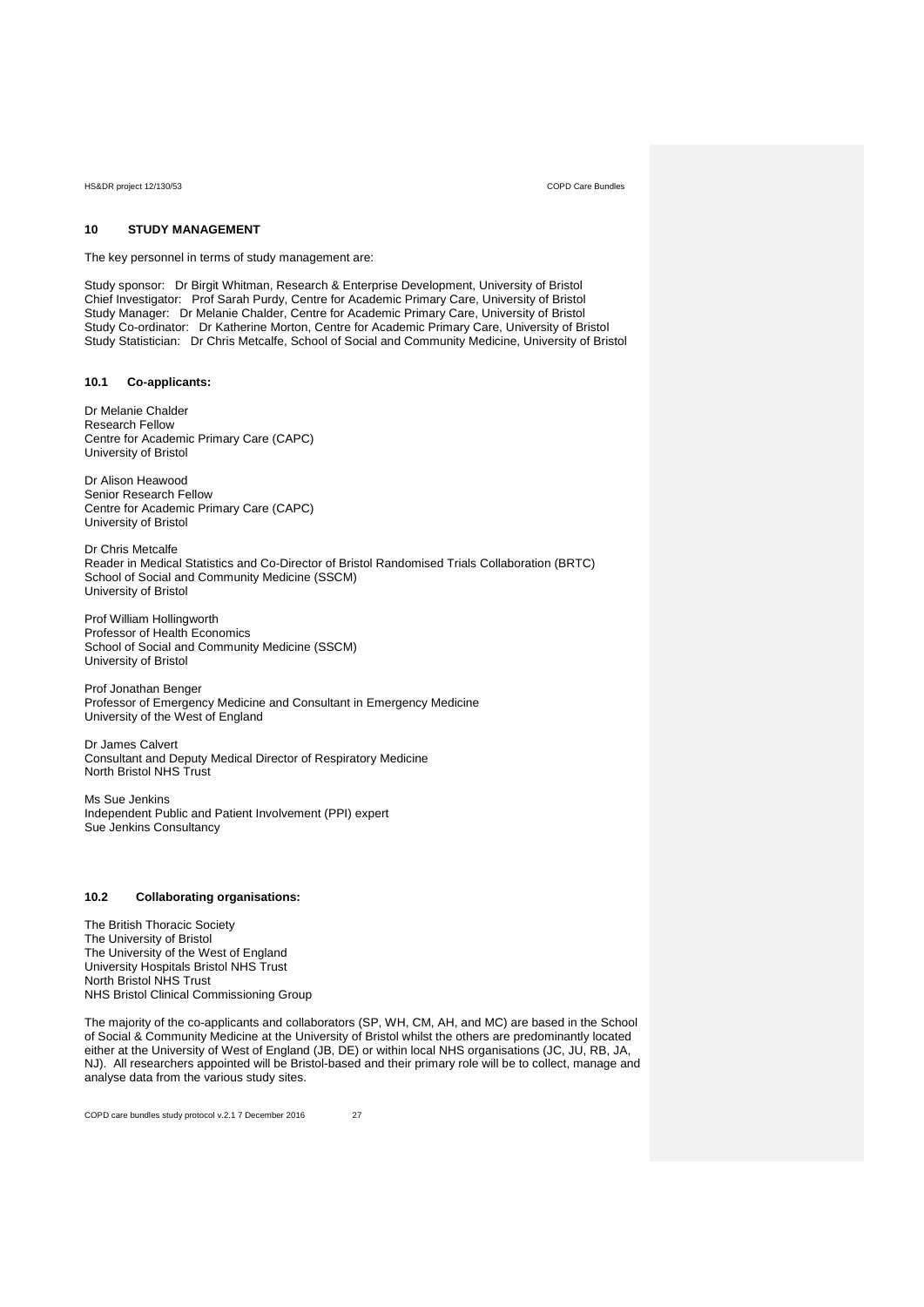## 10 STUDY MANAGEMENT

The key personnel in terms of study management are:

Study sponsor: Dr Birgit Whitman, Research & Enterprise Development, University of Bristol
Chief Investigator: Prof Sarah Purdy, Centre for Academic Primary Care, University of Bristol
Study Manager: Dr Melanie Chalder, Centre for Academic Primary Care, University of Bristol
Study Co-ordinator: Dr Katherine Morton, Centre for Academic Primary Care, University of Bristol
Study Statistician: Dr Chris Metcalfe, School of Social and Community Medicine, University of Bristol

### 10.1 Co-applicants:

Dr Melanie Chalder
Research Fellow
Centre for Academic Primary Care (CAPC)
University of Bristol

Dr Alison Heawood
Senior Research Fellow
Centre for Academic Primary Care (CAPC)
University of Bristol

Dr Chris Metcalfe
Reader in Medical Statistics and Co-Director of Bristol Randomised Trials Collaboration (BRTC)
School of Social and Community Medicine (SSCM)
University of Bristol

Prof William Hollingworth
Professor of Health Economics
School of Social and Community Medicine (SSCM)
University of Bristol

Prof Jonathan Benger
Professor of Emergency Medicine and Consultant in Emergency Medicine
University of the West of England

Dr James Calvert
Consultant and Deputy Medical Director of Respiratory Medicine
North Bristol NHS Trust

Ms Sue Jenkins
Independent Public and Patient Involvement (PPI) expert
Sue Jenkins Consultancy

### 10.2 Collaborating organisations:

The British Thoracic Society
The University of Bristol
The University of the West of England
University Hospitals Bristol NHS Trust
North Bristol NHS Trust
NHS Bristol Clinical Commissioning Group

The majority of the co-applicants and collaborators (SP, WH, CM, AH, and MC) are based in the School of Social & Community Medicine at the University of Bristol whilst the others are predominantly located either at the University of West of England (JB, DE) or within local NHS organisations (JC, JU, RB, JA, NJ). All researchers appointed will be Bristol-based and their primary role will be to collect, manage and analyse data from the various study sites.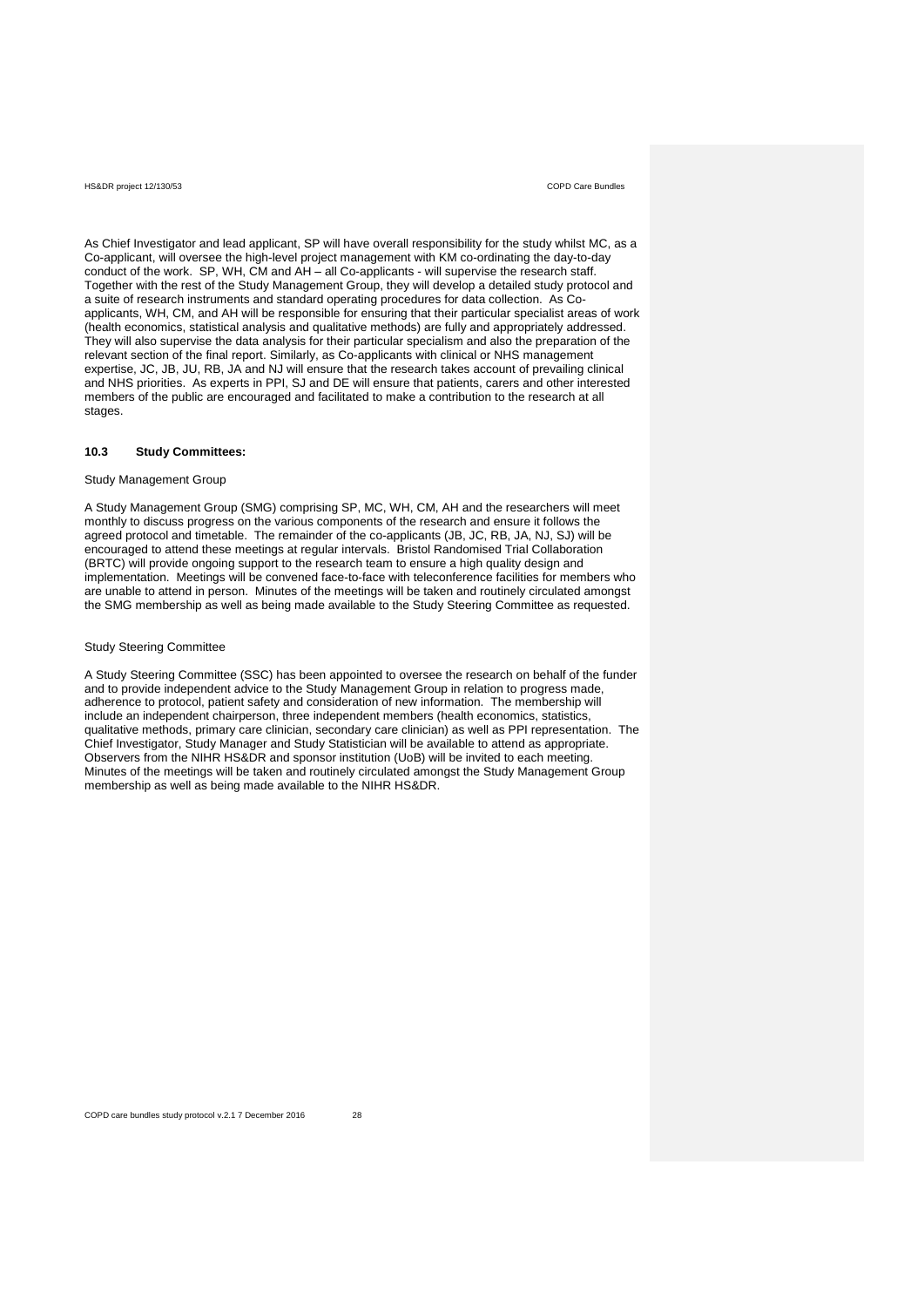As Chief Investigator and lead applicant, SP will have overall responsibility for the study whilst MC, as a Co-applicant, will oversee the high-level project management with KM co-ordinating the day-to-day conduct of the work. SP, WH, CM and AH – all Co-applicants - will supervise the research staff. Together with the rest of the Study Management Group, they will develop a detailed study protocol and a suite of research instruments and standard operating procedures for data collection. As Co-applicants, WH, CM, and AH will be responsible for ensuring that their particular specialist areas of work (health economics, statistical analysis and qualitative methods) are fully and appropriately addressed. They will also supervise the data analysis for their particular specialism and also the preparation of the relevant section of the final report. Similarly, as Co-applicants with clinical or NHS management expertise, JC, JB, JU, RB, JA and NJ will ensure that the research takes account of prevailing clinical and NHS priorities. As experts in PPI, SJ and DE will ensure that patients, carers and other interested members of the public are encouraged and facilitated to make a contribution to the research at all stages.

### 10.3 Study Committees:

Study Management Group

A Study Management Group (SMG) comprising SP, MC, WH, CM, AH and the researchers will meet monthly to discuss progress on the various components of the research and ensure it follows the agreed protocol and timetable. The remainder of the co-applicants (JB, JC, RB, JA, NJ, SJ) will be encouraged to attend these meetings at regular intervals. Bristol Randomised Trial Collaboration (BRTC) will provide ongoing support to the research team to ensure a high quality design and implementation. Meetings will be convened face-to-face with teleconference facilities for members who are unable to attend in person. Minutes of the meetings will be taken and routinely circulated amongst the SMG membership as well as being made available to the Study Steering Committee as requested.

Study Steering Committee

A Study Steering Committee (SSC) has been appointed to oversee the research on behalf of the funder and to provide independent advice to the Study Management Group in relation to progress made, adherence to protocol, patient safety and consideration of new information. The membership will include an independent chairperson, three independent members (health economics, statistics, qualitative methods, primary care clinician, secondary care clinician) as well as PPI representation. The Chief Investigator, Study Manager and Study Statistician will be available to attend as appropriate. Observers from the NIHR HS&DR and sponsor institution (UoB) will be invited to each meeting. Minutes of the meetings will be taken and routinely circulated amongst the Study Management Group membership as well as being made available to the NIHR HS&DR.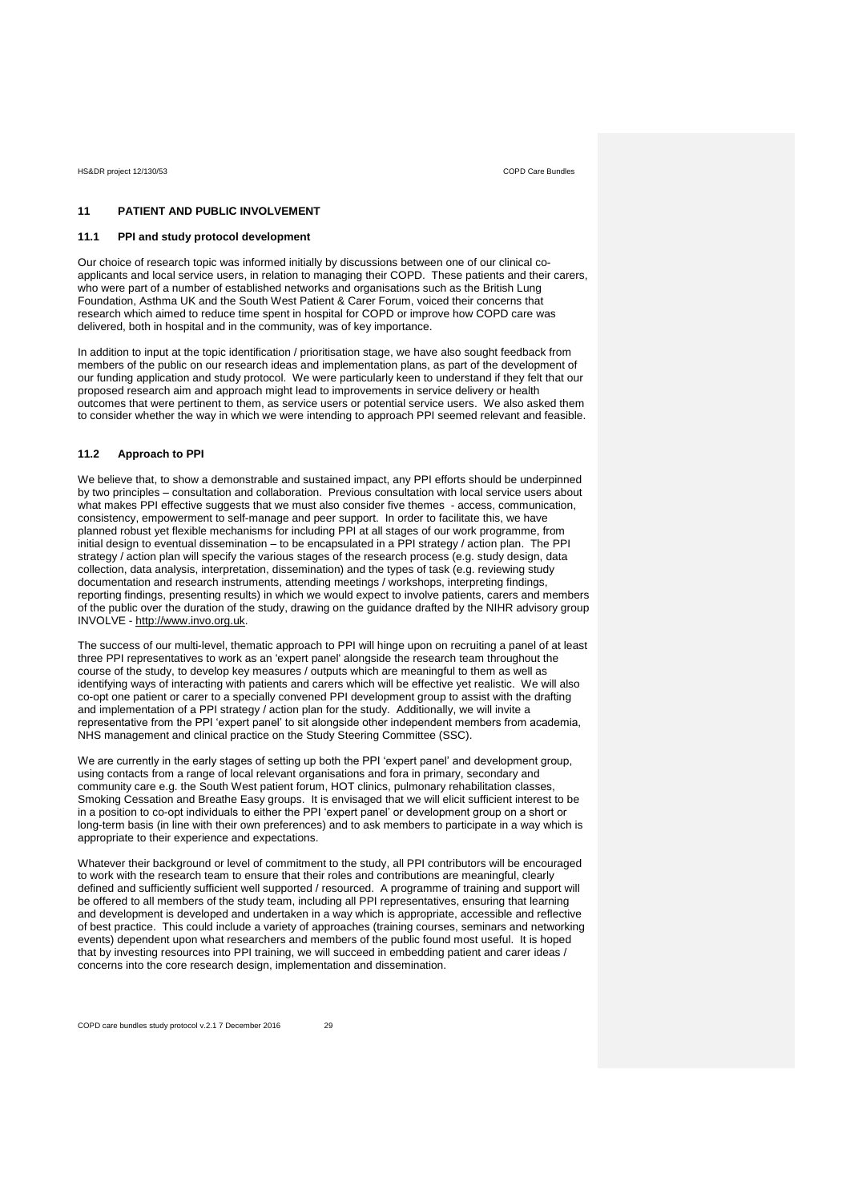## 11 PATIENT AND PUBLIC INVOLVEMENT

### 11.1 PPI and study protocol development

Our choice of research topic was informed initially by discussions between one of our clinical co-applicants and local service users, in relation to managing their COPD. These patients and their carers, who were part of a number of established networks and organisations such as the British Lung Foundation, Asthma UK and the South West Patient & Carer Forum, voiced their concerns that research which aimed to reduce time spent in hospital for COPD or improve how COPD care was delivered, both in hospital and in the community, was of key importance.

In addition to input at the topic identification / prioritisation stage, we have also sought feedback from members of the public on our research ideas and implementation plans, as part of the development of our funding application and study protocol. We were particularly keen to understand if they felt that our proposed research aim and approach might lead to improvements in service delivery or health outcomes that were pertinent to them, as service users or potential service users. We also asked them to consider whether the way in which we were intending to approach PPI seemed relevant and feasible.

### 11.2 Approach to PPI

We believe that, to show a demonstrable and sustained impact, any PPI efforts should be underpinned by two principles – consultation and collaboration. Previous consultation with local service users about what makes PPI effective suggests that we must also consider five themes - access, communication, consistency, empowerment to self-manage and peer support. In order to facilitate this, we have planned robust yet flexible mechanisms for including PPI at all stages of our work programme, from initial design to eventual dissemination – to be encapsulated in a PPI strategy / action plan. The PPI strategy / action plan will specify the various stages of the research process (e.g. study design, data collection, data analysis, interpretation, dissemination) and the types of task (e.g. reviewing study documentation and research instruments, attending meetings / workshops, interpreting findings, reporting findings, presenting results) in which we would expect to involve patients, carers and members of the public over the duration of the study, drawing on the guidance drafted by the NIHR advisory group INVOLVE - http://www.invo.org.uk.

The success of our multi-level, thematic approach to PPI will hinge upon on recruiting a panel of at least three PPI representatives to work as an 'expert panel' alongside the research team throughout the course of the study, to develop key measures / outputs which are meaningful to them as well as identifying ways of interacting with patients and carers which will be effective yet realistic. We will also co-opt one patient or carer to a specially convened PPI development group to assist with the drafting and implementation of a PPI strategy / action plan for the study. Additionally, we will invite a representative from the PPI 'expert panel' to sit alongside other independent members from academia, NHS management and clinical practice on the Study Steering Committee (SSC).

We are currently in the early stages of setting up both the PPI 'expert panel' and development group, using contacts from a range of local relevant organisations and fora in primary, secondary and community care e.g. the South West patient forum, HOT clinics, pulmonary rehabilitation classes, Smoking Cessation and Breathe Easy groups. It is envisaged that we will elicit sufficient interest to be in a position to co-opt individuals to either the PPI 'expert panel' or development group on a short or long-term basis (in line with their own preferences) and to ask members to participate in a way which is appropriate to their experience and expectations.

Whatever their background or level of commitment to the study, all PPI contributors will be encouraged to work with the research team to ensure that their roles and contributions are meaningful, clearly defined and sufficiently sufficient well supported / resourced. A programme of training and support will be offered to all members of the study team, including all PPI representatives, ensuring that learning and development is developed and undertaken in a way which is appropriate, accessible and reflective of best practice. This could include a variety of approaches (training courses, seminars and networking events) dependent upon what researchers and members of the public found most useful. It is hoped that by investing resources into PPI training, we will succeed in embedding patient and carer ideas / concerns into the core research design, implementation and dissemination.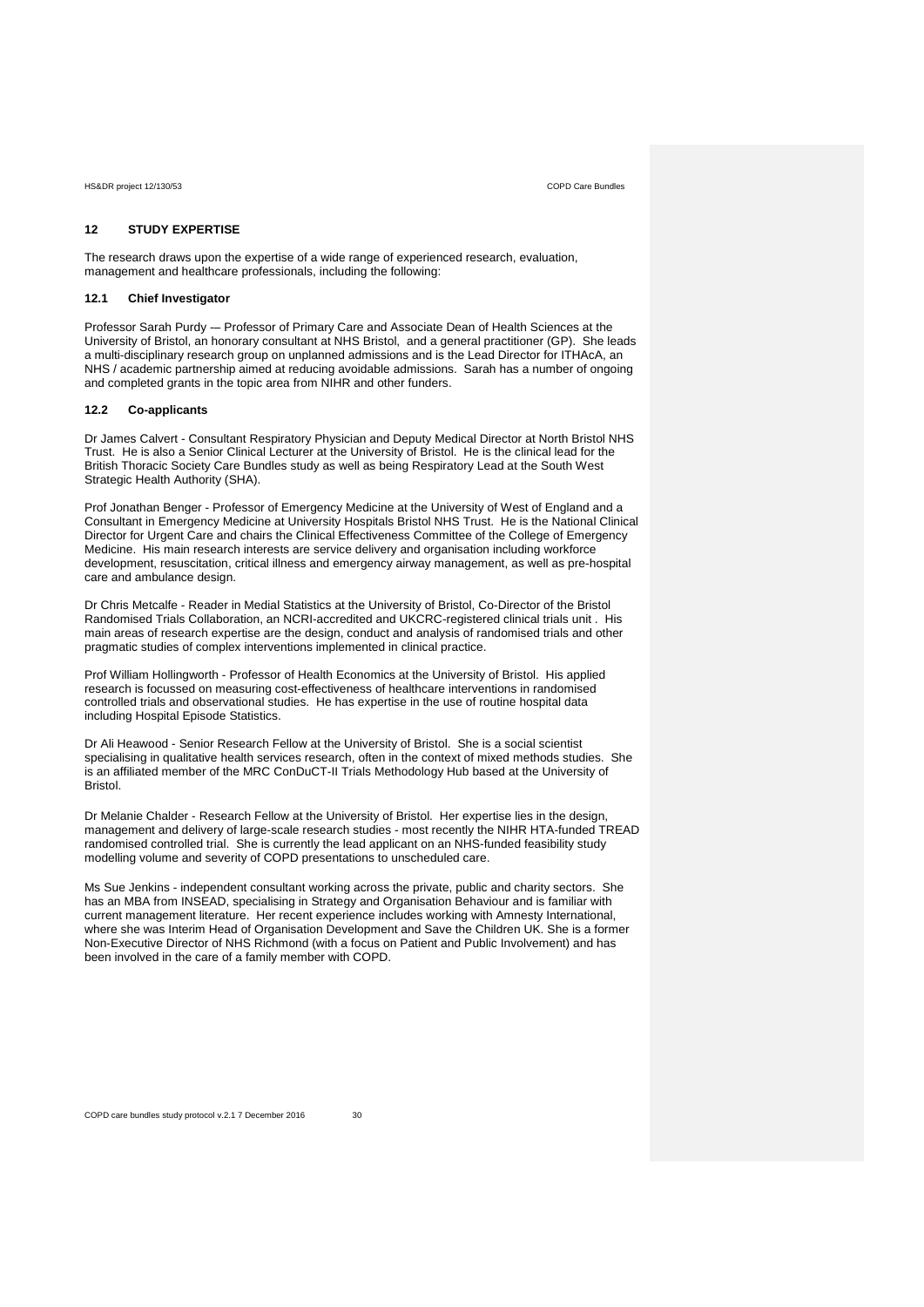## 12 STUDY EXPERTISE

The research draws upon the expertise of a wide range of experienced research, evaluation, management and healthcare professionals, including the following:

### 12.1 Chief Investigator

Professor Sarah Purdy -– Professor of Primary Care and Associate Dean of Health Sciences at the University of Bristol, an honorary consultant at NHS Bristol, and a general practitioner (GP). She leads a multi-disciplinary research group on unplanned admissions and is the Lead Director for ITHAcA, an NHS / academic partnership aimed at reducing avoidable admissions. Sarah has a number of ongoing and completed grants in the topic area from NIHR and other funders.

### 12.2 Co-applicants

Dr James Calvert - Consultant Respiratory Physician and Deputy Medical Director at North Bristol NHS Trust. He is also a Senior Clinical Lecturer at the University of Bristol. He is the clinical lead for the British Thoracic Society Care Bundles study as well as being Respiratory Lead at the South West Strategic Health Authority (SHA).

Prof Jonathan Benger - Professor of Emergency Medicine at the University of West of England and a Consultant in Emergency Medicine at University Hospitals Bristol NHS Trust. He is the National Clinical Director for Urgent Care and chairs the Clinical Effectiveness Committee of the College of Emergency Medicine. His main research interests are service delivery and organisation including workforce development, resuscitation, critical illness and emergency airway management, as well as pre-hospital care and ambulance design.

Dr Chris Metcalfe - Reader in Medial Statistics at the University of Bristol, Co-Director of the Bristol Randomised Trials Collaboration, an NCRI-accredited and UKCRC-registered clinical trials unit . His main areas of research expertise are the design, conduct and analysis of randomised trials and other pragmatic studies of complex interventions implemented in clinical practice.

Prof William Hollingworth - Professor of Health Economics at the University of Bristol. His applied research is focussed on measuring cost-effectiveness of healthcare interventions in randomised controlled trials and observational studies. He has expertise in the use of routine hospital data including Hospital Episode Statistics.

Dr Ali Heawood - Senior Research Fellow at the University of Bristol. She is a social scientist specialising in qualitative health services research, often in the context of mixed methods studies. She is an affiliated member of the MRC ConDuCT-II Trials Methodology Hub based at the University of Bristol.

Dr Melanie Chalder - Research Fellow at the University of Bristol. Her expertise lies in the design, management and delivery of large-scale research studies - most recently the NIHR HTA-funded TREAD randomised controlled trial. She is currently the lead applicant on an NHS-funded feasibility study modelling volume and severity of COPD presentations to unscheduled care.

Ms Sue Jenkins - independent consultant working across the private, public and charity sectors. She has an MBA from INSEAD, specialising in Strategy and Organisation Behaviour and is familiar with current management literature. Her recent experience includes working with Amnesty International, where she was Interim Head of Organisation Development and Save the Children UK. She is a former Non-Executive Director of NHS Richmond (with a focus on Patient and Public Involvement) and has been involved in the care of a family member with COPD.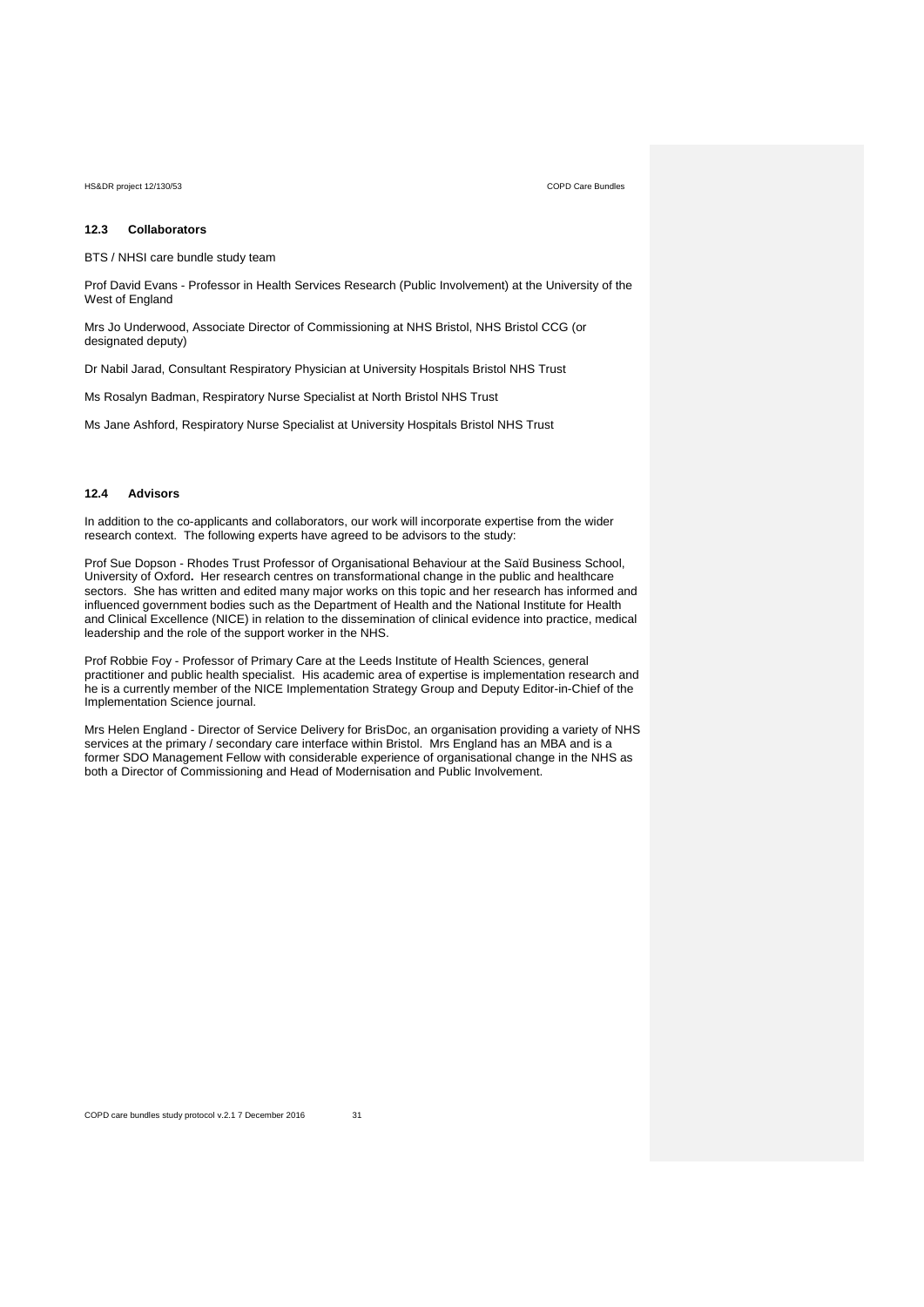### 12.3 Collaborators

BTS / NHSI care bundle study team

Prof David Evans - Professor in Health Services Research (Public Involvement) at the University of the West of England

Mrs Jo Underwood, Associate Director of Commissioning at NHS Bristol, NHS Bristol CCG (or designated deputy)

Dr Nabil Jarad, Consultant Respiratory Physician at University Hospitals Bristol NHS Trust

Ms Rosalyn Badman, Respiratory Nurse Specialist at North Bristol NHS Trust

Ms Jane Ashford, Respiratory Nurse Specialist at University Hospitals Bristol NHS Trust

### 12.4 Advisors

In addition to the co-applicants and collaborators, our work will incorporate expertise from the wider research context. The following experts have agreed to be advisors to the study:

Prof Sue Dopson - Rhodes Trust Professor of Organisational Behaviour at the Saïd Business School, University of Oxford**.** Her research centres on transformational change in the public and healthcare sectors. She has written and edited many major works on this topic and her research has informed and influenced government bodies such as the Department of Health and the National Institute for Health and Clinical Excellence (NICE) in relation to the dissemination of clinical evidence into practice, medical leadership and the role of the support worker in the NHS.

Prof Robbie Foy - Professor of Primary Care at the Leeds Institute of Health Sciences, general practitioner and public health specialist. His academic area of expertise is implementation research and he is a currently member of the NICE Implementation Strategy Group and Deputy Editor-in-Chief of the Implementation Science journal.

Mrs Helen England - Director of Service Delivery for BrisDoc, an organisation providing a variety of NHS services at the primary / secondary care interface within Bristol. Mrs England has an MBA and is a former SDO Management Fellow with considerable experience of organisational change in the NHS as both a Director of Commissioning and Head of Modernisation and Public Involvement.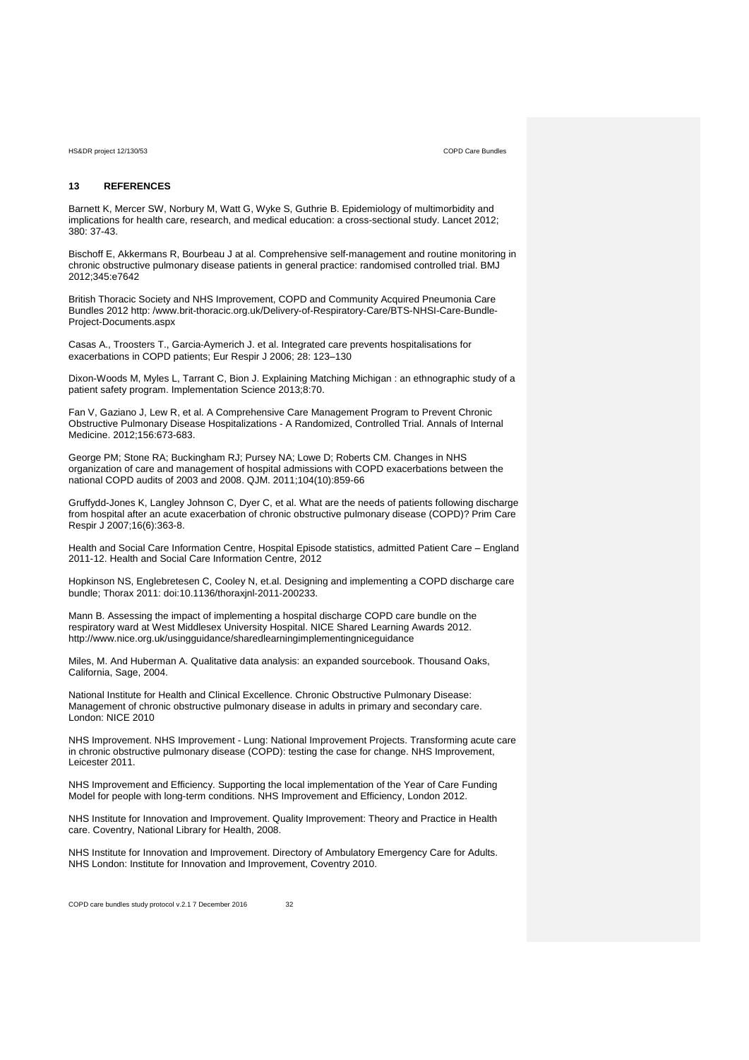## 13 REFERENCES

Barnett K, Mercer SW, Norbury M, Watt G, Wyke S, Guthrie B. Epidemiology of multimorbidity and implications for health care, research, and medical education: a cross-sectional study. Lancet 2012; 380: 37-43.

Bischoff E, Akkermans R, Bourbeau J at al. Comprehensive self-management and routine monitoring in chronic obstructive pulmonary disease patients in general practice: randomised controlled trial. BMJ 2012;345:e7642

British Thoracic Society and NHS Improvement, COPD and Community Acquired Pneumonia Care Bundles 2012 http: /www.brit-thoracic.org.uk/Delivery-of-Respiratory-Care/BTS-NHSI-Care-Bundle-Project-Documents.aspx

Casas A., Troosters T., Garcia-Aymerich J. et al. Integrated care prevents hospitalisations for exacerbations in COPD patients; Eur Respir J 2006; 28: 123–130

Dixon-Woods M, Myles L, Tarrant C, Bion J. Explaining Matching Michigan : an ethnographic study of a patient safety program. Implementation Science 2013;8:70.

Fan V, Gaziano J, Lew R, et al. A Comprehensive Care Management Program to Prevent Chronic Obstructive Pulmonary Disease Hospitalizations - A Randomized, Controlled Trial. Annals of Internal Medicine. 2012;156:673-683.

George PM; Stone RA; Buckingham RJ; Pursey NA; Lowe D; Roberts CM. Changes in NHS organization of care and management of hospital admissions with COPD exacerbations between the national COPD audits of 2003 and 2008. QJM. 2011;104(10):859-66

Gruffydd-Jones K, Langley Johnson C, Dyer C, et al. What are the needs of patients following discharge from hospital after an acute exacerbation of chronic obstructive pulmonary disease (COPD)? Prim Care Respir J 2007;16(6):363-8.

Health and Social Care Information Centre, Hospital Episode statistics, admitted Patient Care – England 2011-12. Health and Social Care Information Centre, 2012

Hopkinson NS, Englebretesen C, Cooley N, et.al. Designing and implementing a COPD discharge care bundle; Thorax 2011: doi:10.1136/thoraxjnl-2011-200233.

Mann B. Assessing the impact of implementing a hospital discharge COPD care bundle on the respiratory ward at West Middlesex University Hospital. NICE Shared Learning Awards 2012. http://www.nice.org.uk/usingguidance/sharedlearningimplementingniceguidance

Miles, M. And Huberman A. Qualitative data analysis: an expanded sourcebook. Thousand Oaks, California, Sage, 2004.

National Institute for Health and Clinical Excellence. Chronic Obstructive Pulmonary Disease: Management of chronic obstructive pulmonary disease in adults in primary and secondary care. London: NICE 2010

NHS Improvement. NHS Improvement - Lung: National Improvement Projects. Transforming acute care in chronic obstructive pulmonary disease (COPD): testing the case for change. NHS Improvement, Leicester 2011.

NHS Improvement and Efficiency. Supporting the local implementation of the Year of Care Funding Model for people with long-term conditions. NHS Improvement and Efficiency, London 2012.

NHS Institute for Innovation and Improvement. Quality Improvement: Theory and Practice in Health care. Coventry, National Library for Health, 2008.

NHS Institute for Innovation and Improvement. Directory of Ambulatory Emergency Care for Adults. NHS London: Institute for Innovation and Improvement, Coventry 2010.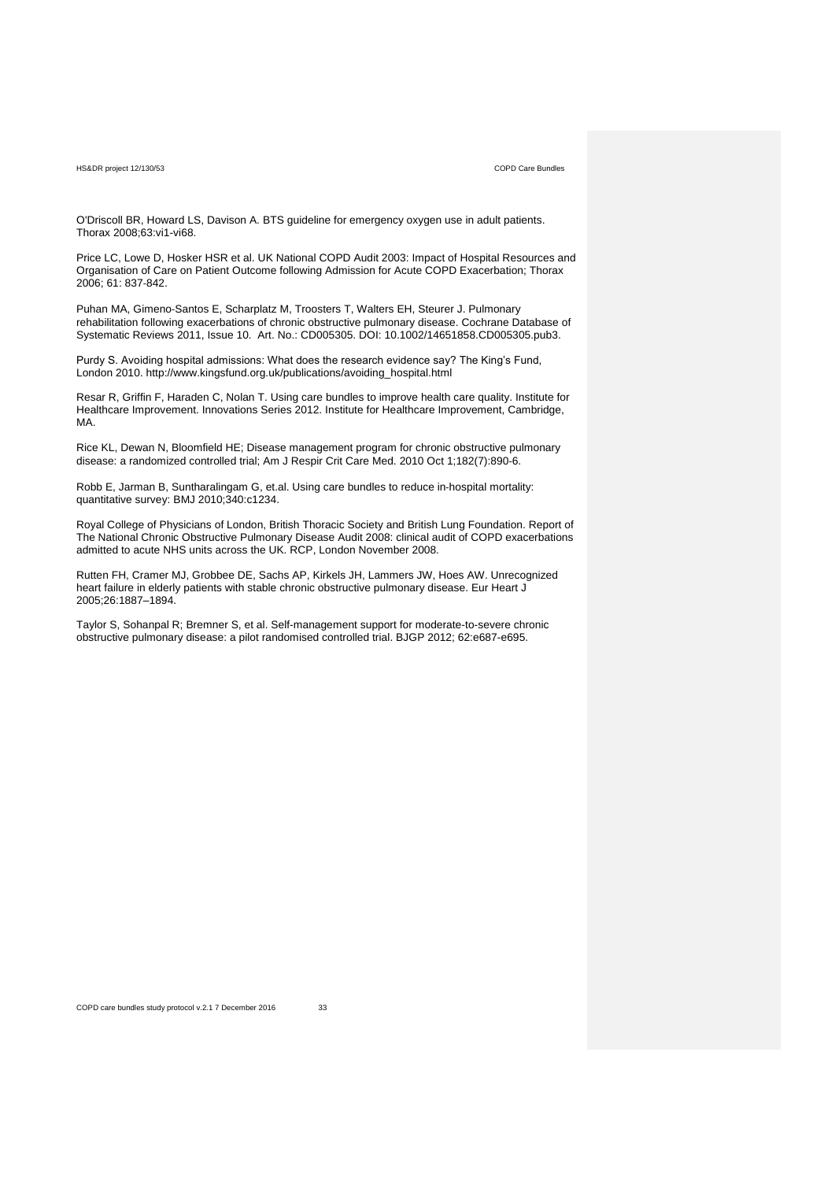O'Driscoll BR, Howard LS, Davison A. BTS guideline for emergency oxygen use in adult patients. Thorax 2008;63:vi1-vi68.

Price LC, Lowe D, Hosker HSR et al. UK National COPD Audit 2003: Impact of Hospital Resources and Organisation of Care on Patient Outcome following Admission for Acute COPD Exacerbation; Thorax 2006; 61: 837-842.

Puhan MA, Gimeno-Santos E, Scharplatz M, Troosters T, Walters EH, Steurer J. Pulmonary rehabilitation following exacerbations of chronic obstructive pulmonary disease. Cochrane Database of Systematic Reviews 2011, Issue 10. Art. No.: CD005305. DOI: 10.1002/14651858.CD005305.pub3.

Purdy S. Avoiding hospital admissions: What does the research evidence say? The King's Fund, London 2010. http://www.kingsfund.org.uk/publications/avoiding_hospital.html

Resar R, Griffin F, Haraden C, Nolan T. Using care bundles to improve health care quality. Institute for Healthcare Improvement. Innovations Series 2012. Institute for Healthcare Improvement, Cambridge, MA.

Rice KL, Dewan N, Bloomfield HE; Disease management program for chronic obstructive pulmonary disease: a randomized controlled trial; Am J Respir Crit Care Med. 2010 Oct 1;182(7):890-6.

Robb E, Jarman B, Suntharalingam G, et.al. Using care bundles to reduce in-hospital mortality: quantitative survey: BMJ 2010;340:c1234.

Royal College of Physicians of London, British Thoracic Society and British Lung Foundation. Report of The National Chronic Obstructive Pulmonary Disease Audit 2008: clinical audit of COPD exacerbations admitted to acute NHS units across the UK. RCP, London November 2008.

Rutten FH, Cramer MJ, Grobbee DE, Sachs AP, Kirkels JH, Lammers JW, Hoes AW. Unrecognized heart failure in elderly patients with stable chronic obstructive pulmonary disease. Eur Heart J 2005;26:1887–1894.

Taylor S, Sohanpal R; Bremner S, et al. Self-management support for moderate-to-severe chronic obstructive pulmonary disease: a pilot randomised controlled trial. BJGP 2012; 62:e687-e695.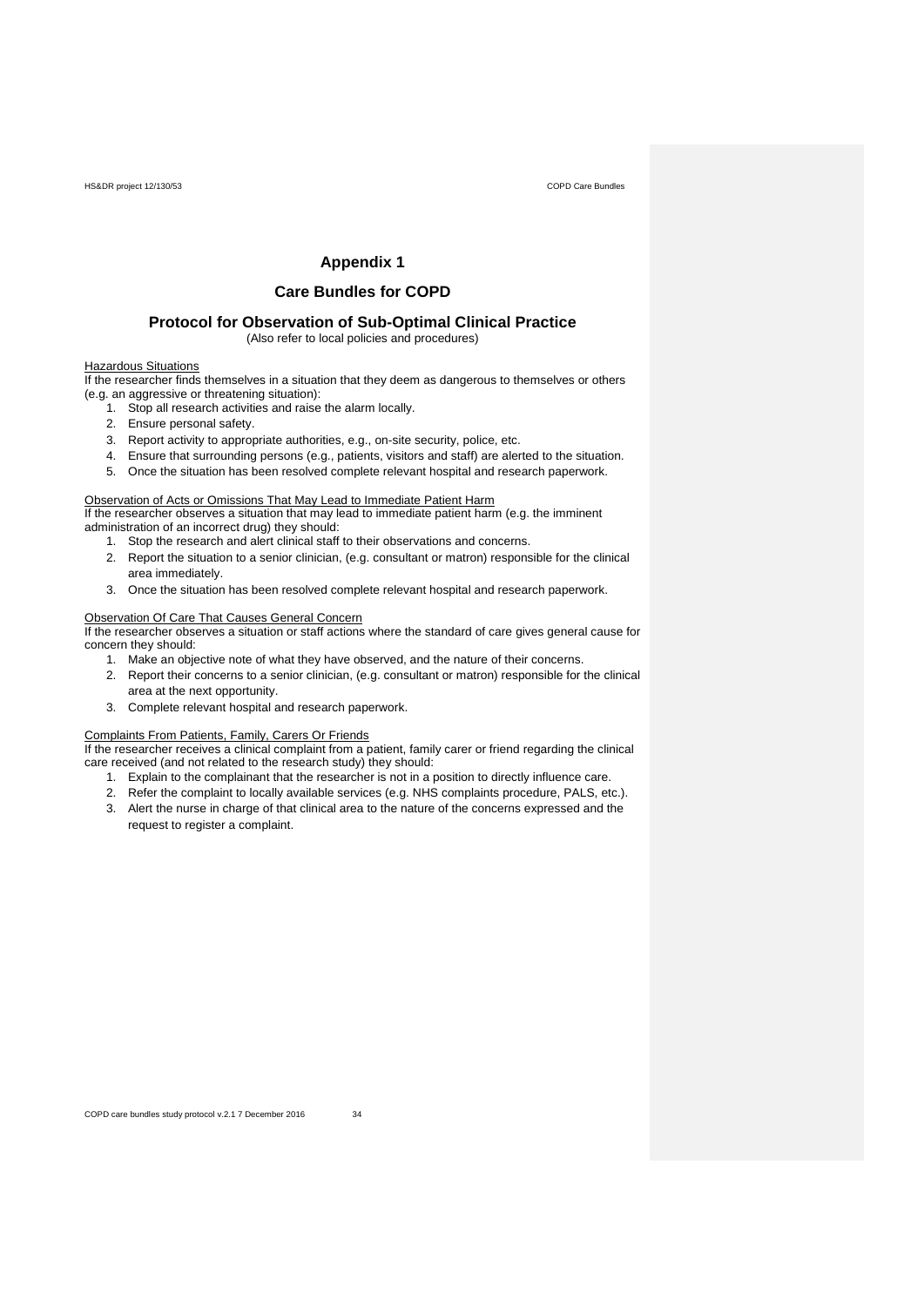# Appendix 1

## Care Bundles for COPD

### Protocol for Observation of Sub-Optimal Clinical Practice

(Also refer to local policies and procedures)

<u>Hazardous Situations</u>

If the researcher finds themselves in a situation that they deem as dangerous to themselves or others (e.g. an aggressive or threatening situation):

1. Stop all research activities and raise the alarm locally.
2. Ensure personal safety.
3. Report activity to appropriate authorities, e.g., on-site security, police, etc.
4. Ensure that surrounding persons (e.g., patients, visitors and staff) are alerted to the situation.
5. Once the situation has been resolved complete relevant hospital and research paperwork.

<u>Observation of Acts or Omissions That May Lead to Immediate Patient Harm</u>

If the researcher observes a situation that may lead to immediate patient harm (e.g. the imminent administration of an incorrect drug) they should:

1. Stop the research and alert clinical staff to their observations and concerns.
2. Report the situation to a senior clinician, (e.g. consultant or matron) responsible for the clinical area immediately.
3. Once the situation has been resolved complete relevant hospital and research paperwork.

<u>Observation Of Care That Causes General Concern</u>

If the researcher observes a situation or staff actions where the standard of care gives general cause for concern they should:

1. Make an objective note of what they have observed, and the nature of their concerns.
2. Report their concerns to a senior clinician, (e.g. consultant or matron) responsible for the clinical area at the next opportunity.
3. Complete relevant hospital and research paperwork.

<u>Complaints From Patients, Family, Carers Or Friends</u>

If the researcher receives a clinical complaint from a patient, family carer or friend regarding the clinical care received (and not related to the research study) they should:

1. Explain to the complainant that the researcher is not in a position to directly influence care.
2. Refer the complaint to locally available services (e.g. NHS complaints procedure, PALS, etc.).
3. Alert the nurse in charge of that clinical area to the nature of the concerns expressed and the request to register a complaint.